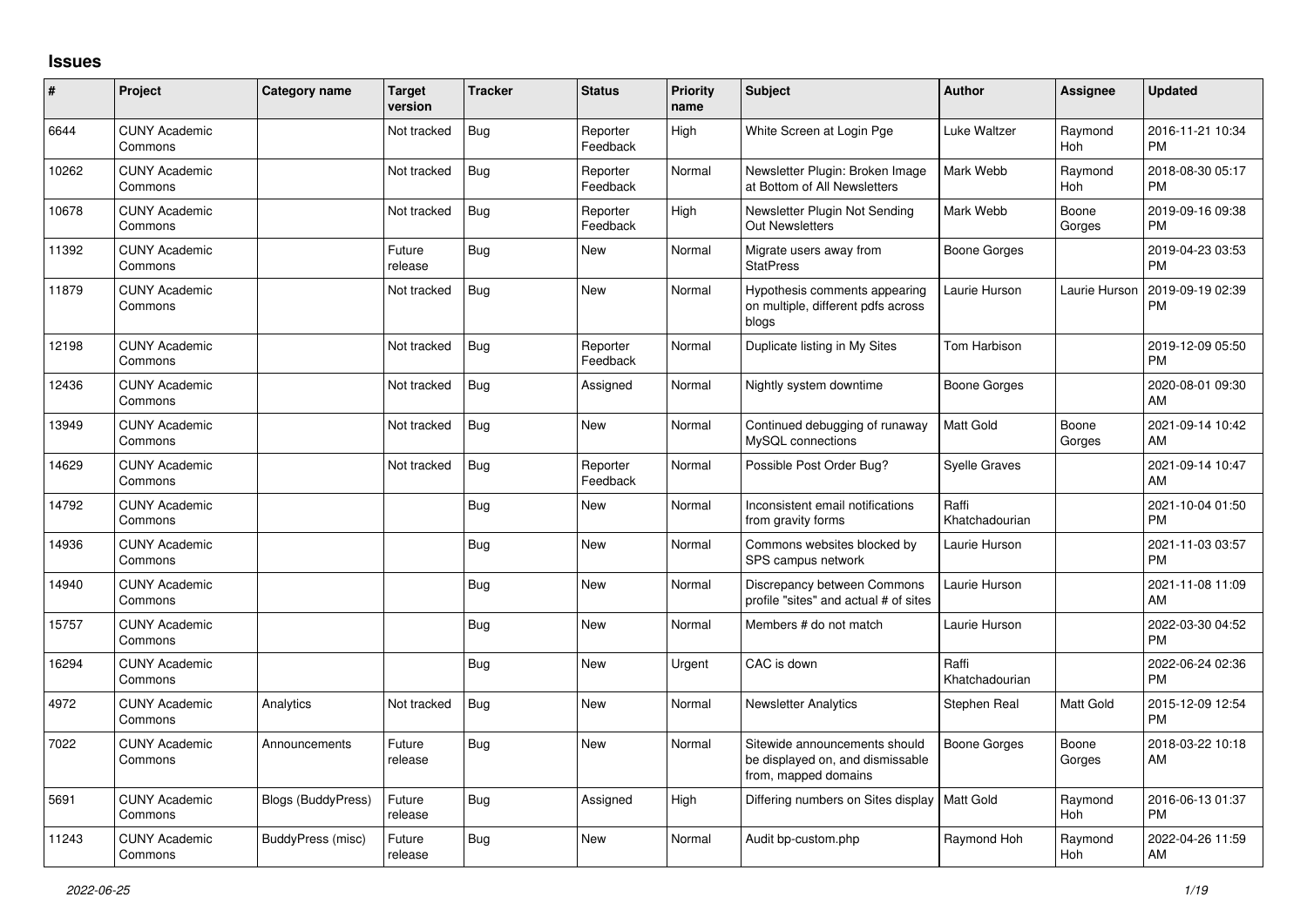## Issues

| # | Project | Category name | Target version | Tracker | Status | Priority name | Subject | Author | Assignee | Updated |
|---|---|---|---|---|---|---|---|---|---|---|
| 6644 | CUNY Academic Commons | | Not tracked | Bug | Reporter Feedback | High | White Screen at Login Pge | Luke Waltzer | Raymond Hoh | 2016-11-21 10:34 PM |
| 10262 | CUNY Academic Commons | | Not tracked | Bug | Reporter Feedback | Normal | Newsletter Plugin: Broken Image at Bottom of All Newsletters | Mark Webb | Raymond Hoh | 2018-08-30 05:17 PM |
| 10678 | CUNY Academic Commons | | Not tracked | Bug | Reporter Feedback | High | Newsletter Plugin Not Sending Out Newsletters | Mark Webb | Boone Gorges | 2019-09-16 09:38 PM |
| 11392 | CUNY Academic Commons | | Future release | Bug | New | Normal | Migrate users away from StatPress | Boone Gorges | | 2019-04-23 03:53 PM |
| 11879 | CUNY Academic Commons | | Not tracked | Bug | New | Normal | Hypothesis comments appearing on multiple, different pdfs across blogs | Laurie Hurson | Laurie Hurson | 2019-09-19 02:39 PM |
| 12198 | CUNY Academic Commons | | Not tracked | Bug | Reporter Feedback | Normal | Duplicate listing in My Sites | Tom Harbison | | 2019-12-09 05:50 PM |
| 12436 | CUNY Academic Commons | | Not tracked | Bug | Assigned | Normal | Nightly system downtime | Boone Gorges | | 2020-08-01 09:30 AM |
| 13949 | CUNY Academic Commons | | Not tracked | Bug | New | Normal | Continued debugging of runaway MySQL connections | Matt Gold | Boone Gorges | 2021-09-14 10:42 AM |
| 14629 | CUNY Academic Commons | | Not tracked | Bug | Reporter Feedback | Normal | Possible Post Order Bug? | Syelle Graves | | 2021-09-14 10:47 AM |
| 14792 | CUNY Academic Commons | | | Bug | New | Normal | Inconsistent email notifications from gravity forms | Raffi Khatchadourian | | 2021-10-04 01:50 PM |
| 14936 | CUNY Academic Commons | | | Bug | New | Normal | Commons websites blocked by SPS campus network | Laurie Hurson | | 2021-11-03 03:57 PM |
| 14940 | CUNY Academic Commons | | | Bug | New | Normal | Discrepancy between Commons profile "sites" and actual # of sites | Laurie Hurson | | 2021-11-08 11:09 AM |
| 15757 | CUNY Academic Commons | | | Bug | New | Normal | Members # do not match | Laurie Hurson | | 2022-03-30 04:52 PM |
| 16294 | CUNY Academic Commons | | | Bug | New | Urgent | CAC is down | Raffi Khatchadourian | | 2022-06-24 02:36 PM |
| 4972 | CUNY Academic Commons | Analytics | Not tracked | Bug | New | Normal | Newsletter Analytics | Stephen Real | Matt Gold | 2015-12-09 12:54 PM |
| 7022 | CUNY Academic Commons | Announcements | Future release | Bug | New | Normal | Sitewide announcements should be displayed on, and dismissable from, mapped domains | Boone Gorges | Boone Gorges | 2018-03-22 10:18 AM |
| 5691 | CUNY Academic Commons | Blogs (BuddyPress) | Future release | Bug | Assigned | High | Differing numbers on Sites display | Matt Gold | Raymond Hoh | 2016-06-13 01:37 PM |
| 11243 | CUNY Academic Commons | BuddyPress (misc) | Future release | Bug | New | Normal | Audit bp-custom.php | Raymond Hoh | Raymond Hoh | 2022-04-26 11:59 AM |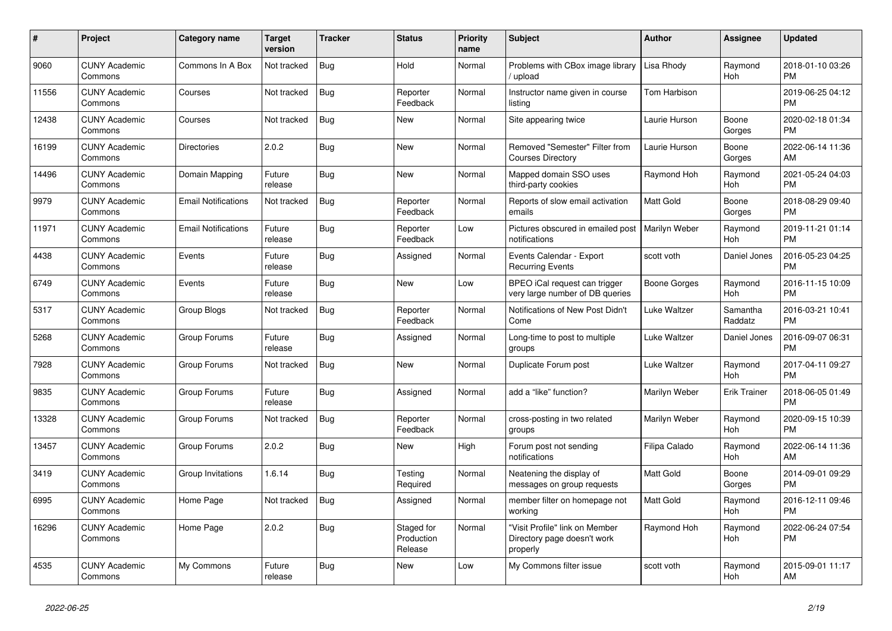| # | Project | Category name | Target version | Tracker | Status | Priority name | Subject | Author | Assignee | Updated |
|---|---|---|---|---|---|---|---|---|---|---|
| 9060 | CUNY Academic Commons | Commons In A Box | Not tracked | Bug | Hold | Normal | Problems with CBox image library / upload | Lisa Rhody | Raymond Hoh | 2018-01-10 03:26 PM |
| 11556 | CUNY Academic Commons | Courses | Not tracked | Bug | Reporter Feedback | Normal | Instructor name given in course listing | Tom Harbison | | 2019-06-25 04:12 PM |
| 12438 | CUNY Academic Commons | Courses | Not tracked | Bug | New | Normal | Site appearing twice | Laurie Hurson | Boone Gorges | 2020-02-18 01:34 PM |
| 16199 | CUNY Academic Commons | Directories | 2.0.2 | Bug | New | Normal | Removed "Semester" Filter from Courses Directory | Laurie Hurson | Boone Gorges | 2022-06-14 11:36 AM |
| 14496 | CUNY Academic Commons | Domain Mapping | Future release | Bug | New | Normal | Mapped domain SSO uses third-party cookies | Raymond Hoh | Raymond Hoh | 2021-05-24 04:03 PM |
| 9979 | CUNY Academic Commons | Email Notifications | Not tracked | Bug | Reporter Feedback | Normal | Reports of slow email activation emails | Matt Gold | Boone Gorges | 2018-08-29 09:40 PM |
| 11971 | CUNY Academic Commons | Email Notifications | Future release | Bug | Reporter Feedback | Low | Pictures obscured in emailed post notifications | Marilyn Weber | Raymond Hoh | 2019-11-21 01:14 PM |
| 4438 | CUNY Academic Commons | Events | Future release | Bug | Assigned | Normal | Events Calendar - Export Recurring Events | scott voth | Daniel Jones | 2016-05-23 04:25 PM |
| 6749 | CUNY Academic Commons | Events | Future release | Bug | New | Low | BPEO iCal request can trigger very large number of DB queries | Boone Gorges | Raymond Hoh | 2016-11-15 10:09 PM |
| 5317 | CUNY Academic Commons | Group Blogs | Not tracked | Bug | Reporter Feedback | Normal | Notifications of New Post Didn't Come | Luke Waltzer | Samantha Raddatz | 2016-03-21 10:41 PM |
| 5268 | CUNY Academic Commons | Group Forums | Future release | Bug | Assigned | Normal | Long-time to post to multiple groups | Luke Waltzer | Daniel Jones | 2016-09-07 06:31 PM |
| 7928 | CUNY Academic Commons | Group Forums | Not tracked | Bug | New | Normal | Duplicate Forum post | Luke Waltzer | Raymond Hoh | 2017-04-11 09:27 PM |
| 9835 | CUNY Academic Commons | Group Forums | Future release | Bug | Assigned | Normal | add a "like" function? | Marilyn Weber | Erik Trainer | 2018-06-05 01:49 PM |
| 13328 | CUNY Academic Commons | Group Forums | Not tracked | Bug | Reporter Feedback | Normal | cross-posting in two related groups | Marilyn Weber | Raymond Hoh | 2020-09-15 10:39 PM |
| 13457 | CUNY Academic Commons | Group Forums | 2.0.2 | Bug | New | High | Forum post not sending notifications | Filipa Calado | Raymond Hoh | 2022-06-14 11:36 AM |
| 3419 | CUNY Academic Commons | Group Invitations | 1.6.14 | Bug | Testing Required | Normal | Neatening the display of messages on group requests | Matt Gold | Boone Gorges | 2014-09-01 09:29 PM |
| 6995 | CUNY Academic Commons | Home Page | Not tracked | Bug | Assigned | Normal | member filter on homepage not working | Matt Gold | Raymond Hoh | 2016-12-11 09:46 PM |
| 16296 | CUNY Academic Commons | Home Page | 2.0.2 | Bug | Staged for Production Release | Normal | "Visit Profile" link on Member Directory page doesn't work properly | Raymond Hoh | Raymond Hoh | 2022-06-24 07:54 PM |
| 4535 | CUNY Academic Commons | My Commons | Future release | Bug | New | Low | My Commons filter issue | scott voth | Raymond Hoh | 2015-09-01 11:17 AM |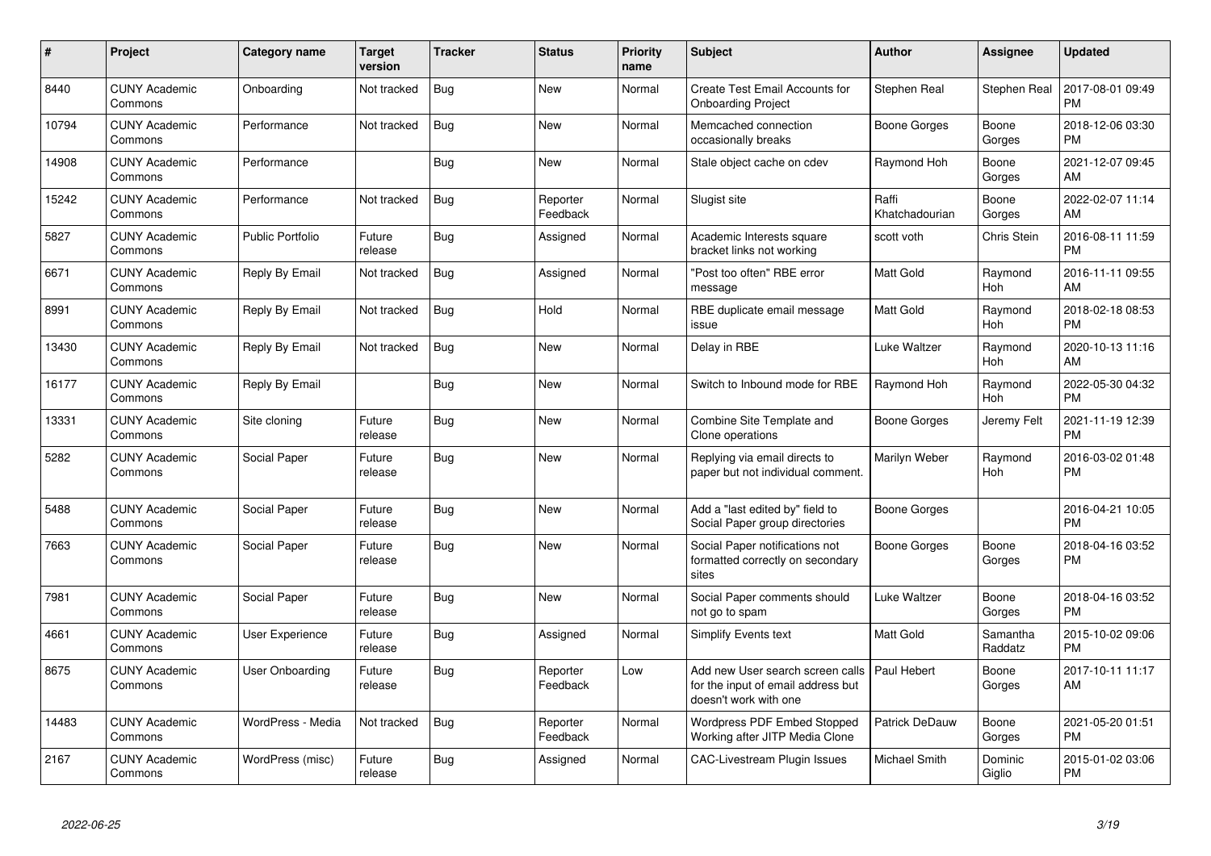| # | Project | Category name | Target version | Tracker | Status | Priority name | Subject | Author | Assignee | Updated |
|---|---|---|---|---|---|---|---|---|---|---|
| 8440 | CUNY Academic Commons | Onboarding | Not tracked | Bug | New | Normal | Create Test Email Accounts for Onboarding Project | Stephen Real | Stephen Real | 2017-08-01 09:49 PM |
| 10794 | CUNY Academic Commons | Performance | Not tracked | Bug | New | Normal | Memcached connection occasionally breaks | Boone Gorges | Boone Gorges | 2018-12-06 03:30 PM |
| 14908 | CUNY Academic Commons | Performance | | Bug | New | Normal | Stale object cache on cdev | Raymond Hoh | Boone Gorges | 2021-12-07 09:45 AM |
| 15242 | CUNY Academic Commons | Performance | Not tracked | Bug | Reporter Feedback | Normal | Slugist site | Raffi Khatchadourian | Boone Gorges | 2022-02-07 11:14 AM |
| 5827 | CUNY Academic Commons | Public Portfolio | Future release | Bug | Assigned | Normal | Academic Interests square bracket links not working | scott voth | Chris Stein | 2016-08-11 11:59 PM |
| 6671 | CUNY Academic Commons | Reply By Email | Not tracked | Bug | Assigned | Normal | "Post too often" RBE error message | Matt Gold | Raymond Hoh | 2016-11-11 09:55 AM |
| 8991 | CUNY Academic Commons | Reply By Email | Not tracked | Bug | Hold | Normal | RBE duplicate email message issue | Matt Gold | Raymond Hoh | 2018-02-18 08:53 PM |
| 13430 | CUNY Academic Commons | Reply By Email | Not tracked | Bug | New | Normal | Delay in RBE | Luke Waltzer | Raymond Hoh | 2020-10-13 11:16 AM |
| 16177 | CUNY Academic Commons | Reply By Email | | Bug | New | Normal | Switch to Inbound mode for RBE | Raymond Hoh | Raymond Hoh | 2022-05-30 04:32 PM |
| 13331 | CUNY Academic Commons | Site cloning | Future release | Bug | New | Normal | Combine Site Template and Clone operations | Boone Gorges | Jeremy Felt | 2021-11-19 12:39 PM |
| 5282 | CUNY Academic Commons | Social Paper | Future release | Bug | New | Normal | Replying via email directs to paper but not individual comment. | Marilyn Weber | Raymond Hoh | 2016-03-02 01:48 PM |
| 5488 | CUNY Academic Commons | Social Paper | Future release | Bug | New | Normal | Add a "last edited by" field to Social Paper group directories | Boone Gorges | | 2016-04-21 10:05 PM |
| 7663 | CUNY Academic Commons | Social Paper | Future release | Bug | New | Normal | Social Paper notifications not formatted correctly on secondary sites | Boone Gorges | Boone Gorges | 2018-04-16 03:52 PM |
| 7981 | CUNY Academic Commons | Social Paper | Future release | Bug | New | Normal | Social Paper comments should not go to spam | Luke Waltzer | Boone Gorges | 2018-04-16 03:52 PM |
| 4661 | CUNY Academic Commons | User Experience | Future release | Bug | Assigned | Normal | Simplify Events text | Matt Gold | Samantha Raddatz | 2015-10-02 09:06 PM |
| 8675 | CUNY Academic Commons | User Onboarding | Future release | Bug | Reporter Feedback | Low | Add new User search screen calls for the input of email address but doesn't work with one | Paul Hebert | Boone Gorges | 2017-10-11 11:17 AM |
| 14483 | CUNY Academic Commons | WordPress - Media | Not tracked | Bug | Reporter Feedback | Normal | Wordpress PDF Embed Stopped Working after JITP Media Clone | Patrick DeDauw | Boone Gorges | 2021-05-20 01:51 PM |
| 2167 | CUNY Academic Commons | WordPress (misc) | Future release | Bug | Assigned | Normal | CAC-Livestream Plugin Issues | Michael Smith | Dominic Giglio | 2015-01-02 03:06 PM |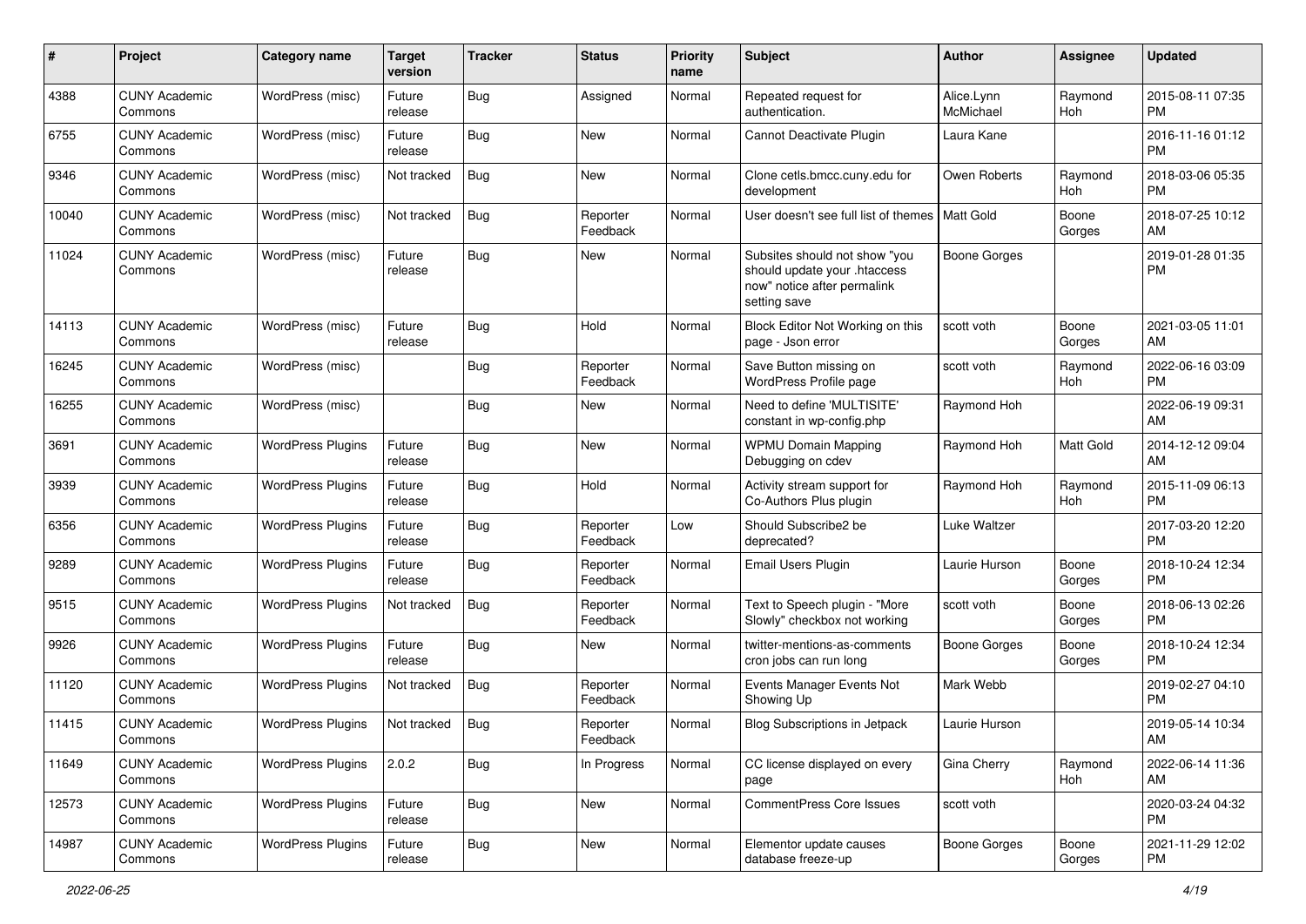| # | Project | Category name | Target version | Tracker | Status | Priority name | Subject | Author | Assignee | Updated |
|---|---|---|---|---|---|---|---|---|---|---|
| 4388 | CUNY Academic Commons | WordPress (misc) | Future release | Bug | Assigned | Normal | Repeated request for authentication. | Alice.Lynn McMichael | Raymond Hoh | 2015-08-11 07:35 PM |
| 6755 | CUNY Academic Commons | WordPress (misc) | Future release | Bug | New | Normal | Cannot Deactivate Plugin | Laura Kane | | 2016-11-16 01:12 PM |
| 9346 | CUNY Academic Commons | WordPress (misc) | Not tracked | Bug | New | Normal | Clone cetls.bmcc.cuny.edu for development | Owen Roberts | Raymond Hoh | 2018-03-06 05:35 PM |
| 10040 | CUNY Academic Commons | WordPress (misc) | Not tracked | Bug | Reporter Feedback | Normal | User doesn't see full list of themes | Matt Gold | Boone Gorges | 2018-07-25 10:12 AM |
| 11024 | CUNY Academic Commons | WordPress (misc) | Future release | Bug | New | Normal | Subsites should not show "you should update your .htaccess now" notice after permalink setting save | Boone Gorges | | 2019-01-28 01:35 PM |
| 14113 | CUNY Academic Commons | WordPress (misc) | Future release | Bug | Hold | Normal | Block Editor Not Working on this page - Json error | scott voth | Boone Gorges | 2021-03-05 11:01 AM |
| 16245 | CUNY Academic Commons | WordPress (misc) | | Bug | Reporter Feedback | Normal | Save Button missing on WordPress Profile page | scott voth | Raymond Hoh | 2022-06-16 03:09 PM |
| 16255 | CUNY Academic Commons | WordPress (misc) | | Bug | New | Normal | Need to define 'MULTISITE' constant in wp-config.php | Raymond Hoh | | 2022-06-19 09:31 AM |
| 3691 | CUNY Academic Commons | WordPress Plugins | Future release | Bug | New | Normal | WPMU Domain Mapping Debugging on cdev | Raymond Hoh | Matt Gold | 2014-12-12 09:04 AM |
| 3939 | CUNY Academic Commons | WordPress Plugins | Future release | Bug | Hold | Normal | Activity stream support for Co-Authors Plus plugin | Raymond Hoh | Raymond Hoh | 2015-11-09 06:13 PM |
| 6356 | CUNY Academic Commons | WordPress Plugins | Future release | Bug | Reporter Feedback | Low | Should Subscribe2 be deprecated? | Luke Waltzer | | 2017-03-20 12:20 PM |
| 9289 | CUNY Academic Commons | WordPress Plugins | Future release | Bug | Reporter Feedback | Normal | Email Users Plugin | Laurie Hurson | Boone Gorges | 2018-10-24 12:34 PM |
| 9515 | CUNY Academic Commons | WordPress Plugins | Not tracked | Bug | Reporter Feedback | Normal | Text to Speech plugin - "More Slowly" checkbox not working | scott voth | Boone Gorges | 2018-06-13 02:26 PM |
| 9926 | CUNY Academic Commons | WordPress Plugins | Future release | Bug | New | Normal | twitter-mentions-as-comments cron jobs can run long | Boone Gorges | Boone Gorges | 2018-10-24 12:34 PM |
| 11120 | CUNY Academic Commons | WordPress Plugins | Not tracked | Bug | Reporter Feedback | Normal | Events Manager Events Not Showing Up | Mark Webb | | 2019-02-27 04:10 PM |
| 11415 | CUNY Academic Commons | WordPress Plugins | Not tracked | Bug | Reporter Feedback | Normal | Blog Subscriptions in Jetpack | Laurie Hurson | | 2019-05-14 10:34 AM |
| 11649 | CUNY Academic Commons | WordPress Plugins | 2.0.2 | Bug | In Progress | Normal | CC license displayed on every page | Gina Cherry | Raymond Hoh | 2022-06-14 11:36 AM |
| 12573 | CUNY Academic Commons | WordPress Plugins | Future release | Bug | New | Normal | CommentPress Core Issues | scott voth | | 2020-03-24 04:32 PM |
| 14987 | CUNY Academic Commons | WordPress Plugins | Future release | Bug | New | Normal | Elementor update causes database freeze-up | Boone Gorges | Boone Gorges | 2021-11-29 12:02 PM |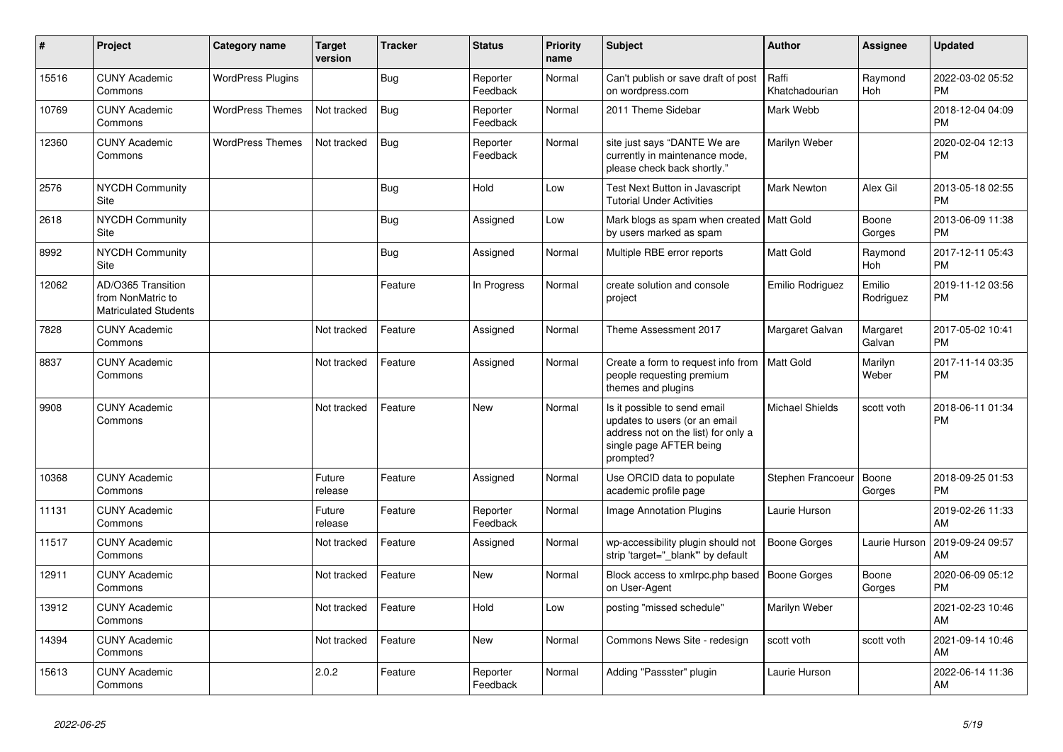| # | Project | Category name | Target version | Tracker | Status | Priority name | Subject | Author | Assignee | Updated |
|---|---|---|---|---|---|---|---|---|---|---|
| 15516 | CUNY Academic Commons | WordPress Plugins | | Bug | Reporter Feedback | Normal | Can't publish or save draft of post on wordpress.com | Raffi Khatchadourian | Raymond Hoh | 2022-03-02 05:52 PM |
| 10769 | CUNY Academic Commons | WordPress Themes | Not tracked | Bug | Reporter Feedback | Normal | 2011 Theme Sidebar | Mark Webb | | 2018-12-04 04:09 PM |
| 12360 | CUNY Academic Commons | WordPress Themes | Not tracked | Bug | Reporter Feedback | Normal | site just says "DANTE We are currently in maintenance mode, please check back shortly." | Marilyn Weber | | 2020-02-04 12:13 PM |
| 2576 | NYCDH Community Site | | | Bug | Hold | Low | Test Next Button in Javascript Tutorial Under Activities | Mark Newton | Alex Gil | 2013-05-18 02:55 PM |
| 2618 | NYCDH Community Site | | | Bug | Assigned | Low | Mark blogs as spam when created by users marked as spam | Matt Gold | Boone Gorges | 2013-06-09 11:38 PM |
| 8992 | NYCDH Community Site | | | Bug | Assigned | Normal | Multiple RBE error reports | Matt Gold | Raymond Hoh | 2017-12-11 05:43 PM |
| 12062 | AD/O365 Transition from NonMatric to Matriculated Students | | | Feature | In Progress | Normal | create solution and console project | Emilio Rodriguez | Emilio Rodriguez | 2019-11-12 03:56 PM |
| 7828 | CUNY Academic Commons | | Not tracked | Feature | Assigned | Normal | Theme Assessment 2017 | Margaret Galvan | Margaret Galvan | 2017-05-02 10:41 PM |
| 8837 | CUNY Academic Commons | | Not tracked | Feature | Assigned | Normal | Create a form to request info from people requesting premium themes and plugins | Matt Gold | Marilyn Weber | 2017-11-14 03:35 PM |
| 9908 | CUNY Academic Commons | | Not tracked | Feature | New | Normal | Is it possible to send email updates to users (or an email address not on the list) for only a single page AFTER being prompted? | Michael Shields | scott voth | 2018-06-11 01:34 PM |
| 10368 | CUNY Academic Commons | | Future release | Feature | Assigned | Normal | Use ORCID data to populate academic profile page | Stephen Francoeur | Boone Gorges | 2018-09-25 01:53 PM |
| 11131 | CUNY Academic Commons | | Future release | Feature | Reporter Feedback | Normal | Image Annotation Plugins | Laurie Hurson | | 2019-02-26 11:33 AM |
| 11517 | CUNY Academic Commons | | Not tracked | Feature | Assigned | Normal | wp-accessibility plugin should not strip 'target="_blank"' by default | Boone Gorges | Laurie Hurson | 2019-09-24 09:57 AM |
| 12911 | CUNY Academic Commons | | Not tracked | Feature | New | Normal | Block access to xmlrpc.php based on User-Agent | Boone Gorges | Boone Gorges | 2020-06-09 05:12 PM |
| 13912 | CUNY Academic Commons | | Not tracked | Feature | Hold | Low | posting "missed schedule" | Marilyn Weber | | 2021-02-23 10:46 AM |
| 14394 | CUNY Academic Commons | | Not tracked | Feature | New | Normal | Commons News Site - redesign | scott voth | scott voth | 2021-09-14 10:46 AM |
| 15613 | CUNY Academic Commons | | 2.0.2 | Feature | Reporter Feedback | Normal | Adding "Passster" plugin | Laurie Hurson | | 2022-06-14 11:36 AM |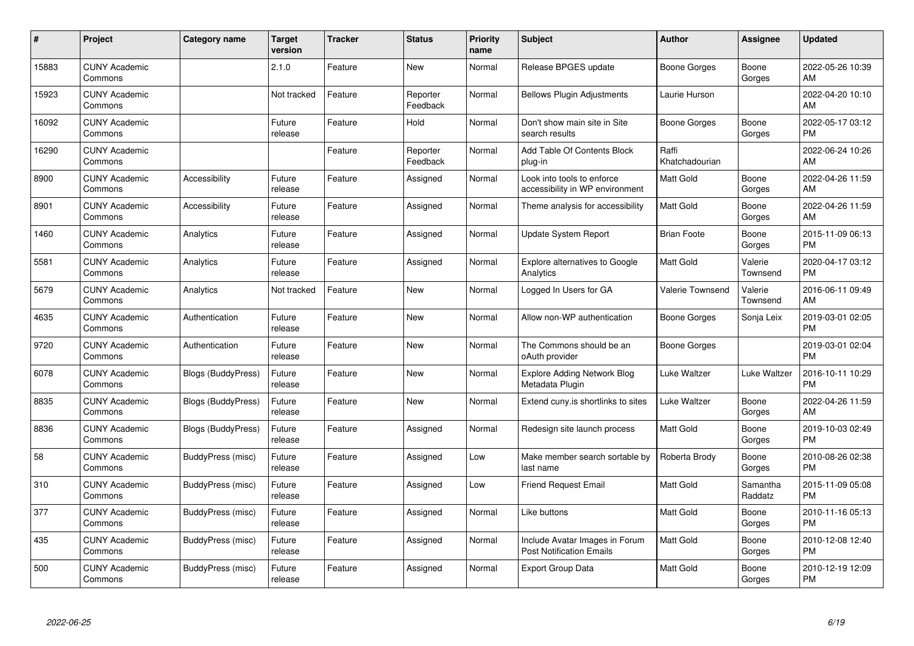| # | Project | Category name | Target version | Tracker | Status | Priority name | Subject | Author | Assignee | Updated |
|---|---|---|---|---|---|---|---|---|---|---|
| 15883 | CUNY Academic Commons | | 2.1.0 | Feature | New | Normal | Release BPGES update | Boone Gorges | Boone Gorges | 2022-05-26 10:39 AM |
| 15923 | CUNY Academic Commons | | Not tracked | Feature | Reporter Feedback | Normal | Bellows Plugin Adjustments | Laurie Hurson | | 2022-04-20 10:10 AM |
| 16092 | CUNY Academic Commons | | Future release | Feature | Hold | Normal | Don't show main site in Site search results | Boone Gorges | Boone Gorges | 2022-05-17 03:12 PM |
| 16290 | CUNY Academic Commons | | | Feature | Reporter Feedback | Normal | Add Table Of Contents Block plug-in | Raffi Khatchadourian | | 2022-06-24 10:26 AM |
| 8900 | CUNY Academic Commons | Accessibility | Future release | Feature | Assigned | Normal | Look into tools to enforce accessibility in WP environment | Matt Gold | Boone Gorges | 2022-04-26 11:59 AM |
| 8901 | CUNY Academic Commons | Accessibility | Future release | Feature | Assigned | Normal | Theme analysis for accessibility | Matt Gold | Boone Gorges | 2022-04-26 11:59 AM |
| 1460 | CUNY Academic Commons | Analytics | Future release | Feature | Assigned | Normal | Update System Report | Brian Foote | Boone Gorges | 2015-11-09 06:13 PM |
| 5581 | CUNY Academic Commons | Analytics | Future release | Feature | Assigned | Normal | Explore alternatives to Google Analytics | Matt Gold | Valerie Townsend | 2020-04-17 03:12 PM |
| 5679 | CUNY Academic Commons | Analytics | Not tracked | Feature | New | Normal | Logged In Users for GA | Valerie Townsend | Valerie Townsend | 2016-06-11 09:49 AM |
| 4635 | CUNY Academic Commons | Authentication | Future release | Feature | New | Normal | Allow non-WP authentication | Boone Gorges | Sonja Leix | 2019-03-01 02:05 PM |
| 9720 | CUNY Academic Commons | Authentication | Future release | Feature | New | Normal | The Commons should be an oAuth provider | Boone Gorges | | 2019-03-01 02:04 PM |
| 6078 | CUNY Academic Commons | Blogs (BuddyPress) | Future release | Feature | New | Normal | Explore Adding Network Blog Metadata Plugin | Luke Waltzer | Luke Waltzer | 2016-10-11 10:29 PM |
| 8835 | CUNY Academic Commons | Blogs (BuddyPress) | Future release | Feature | New | Normal | Extend cuny.is shortlinks to sites | Luke Waltzer | Boone Gorges | 2022-04-26 11:59 AM |
| 8836 | CUNY Academic Commons | Blogs (BuddyPress) | Future release | Feature | Assigned | Normal | Redesign site launch process | Matt Gold | Boone Gorges | 2019-10-03 02:49 PM |
| 58 | CUNY Academic Commons | BuddyPress (misc) | Future release | Feature | Assigned | Low | Make member search sortable by last name | Roberta Brody | Boone Gorges | 2010-08-26 02:38 PM |
| 310 | CUNY Academic Commons | BuddyPress (misc) | Future release | Feature | Assigned | Low | Friend Request Email | Matt Gold | Samantha Raddatz | 2015-11-09 05:08 PM |
| 377 | CUNY Academic Commons | BuddyPress (misc) | Future release | Feature | Assigned | Normal | Like buttons | Matt Gold | Boone Gorges | 2010-11-16 05:13 PM |
| 435 | CUNY Academic Commons | BuddyPress (misc) | Future release | Feature | Assigned | Normal | Include Avatar Images in Forum Post Notification Emails | Matt Gold | Boone Gorges | 2010-12-08 12:40 PM |
| 500 | CUNY Academic Commons | BuddyPress (misc) | Future release | Feature | Assigned | Normal | Export Group Data | Matt Gold | Boone Gorges | 2010-12-19 12:09 PM |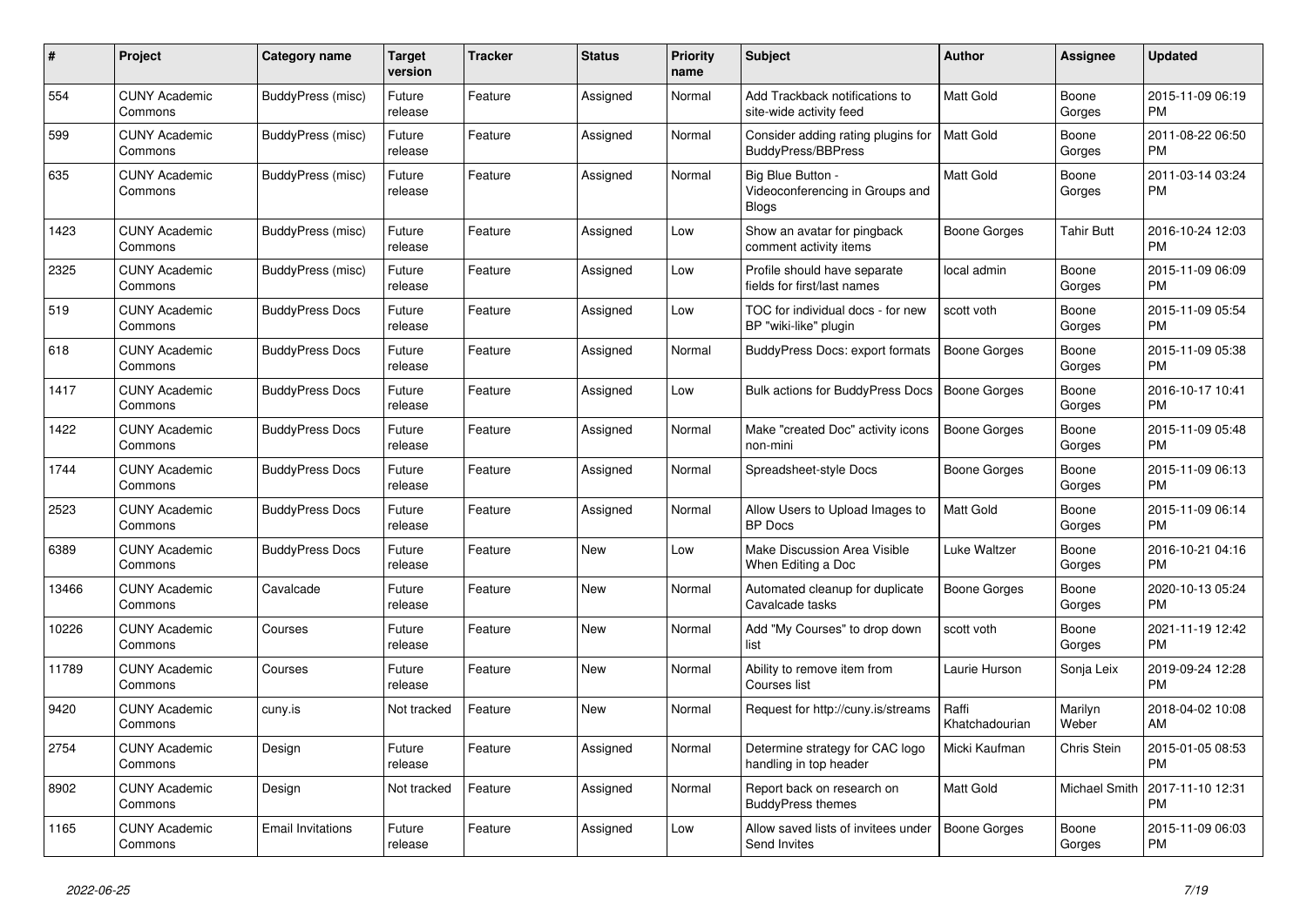| # | Project | Category name | Target version | Tracker | Status | Priority name | Subject | Author | Assignee | Updated |
|---|---|---|---|---|---|---|---|---|---|---|
| 554 | CUNY Academic Commons | BuddyPress (misc) | Future release | Feature | Assigned | Normal | Add Trackback notifications to site-wide activity feed | Matt Gold | Boone Gorges | 2015-11-09 06:19 PM |
| 599 | CUNY Academic Commons | BuddyPress (misc) | Future release | Feature | Assigned | Normal | Consider adding rating plugins for BuddyPress/BBPress | Matt Gold | Boone Gorges | 2011-08-22 06:50 PM |
| 635 | CUNY Academic Commons | BuddyPress (misc) | Future release | Feature | Assigned | Normal | Big Blue Button - Videoconferencing in Groups and Blogs | Matt Gold | Boone Gorges | 2011-03-14 03:24 PM |
| 1423 | CUNY Academic Commons | BuddyPress (misc) | Future release | Feature | Assigned | Low | Show an avatar for pingback comment activity items | Boone Gorges | Tahir Butt | 2016-10-24 12:03 PM |
| 2325 | CUNY Academic Commons | BuddyPress (misc) | Future release | Feature | Assigned | Low | Profile should have separate fields for first/last names | local admin | Boone Gorges | 2015-11-09 06:09 PM |
| 519 | CUNY Academic Commons | BuddyPress Docs | Future release | Feature | Assigned | Low | TOC for individual docs - for new BP "wiki-like" plugin | scott voth | Boone Gorges | 2015-11-09 05:54 PM |
| 618 | CUNY Academic Commons | BuddyPress Docs | Future release | Feature | Assigned | Normal | BuddyPress Docs: export formats | Boone Gorges | Boone Gorges | 2015-11-09 05:38 PM |
| 1417 | CUNY Academic Commons | BuddyPress Docs | Future release | Feature | Assigned | Low | Bulk actions for BuddyPress Docs | Boone Gorges | Boone Gorges | 2016-10-17 10:41 PM |
| 1422 | CUNY Academic Commons | BuddyPress Docs | Future release | Feature | Assigned | Normal | Make "created Doc" activity icons non-mini | Boone Gorges | Boone Gorges | 2015-11-09 05:48 PM |
| 1744 | CUNY Academic Commons | BuddyPress Docs | Future release | Feature | Assigned | Normal | Spreadsheet-style Docs | Boone Gorges | Boone Gorges | 2015-11-09 06:13 PM |
| 2523 | CUNY Academic Commons | BuddyPress Docs | Future release | Feature | Assigned | Normal | Allow Users to Upload Images to BP Docs | Matt Gold | Boone Gorges | 2015-11-09 06:14 PM |
| 6389 | CUNY Academic Commons | BuddyPress Docs | Future release | Feature | New | Low | Make Discussion Area Visible When Editing a Doc | Luke Waltzer | Boone Gorges | 2016-10-21 04:16 PM |
| 13466 | CUNY Academic Commons | Cavalcade | Future release | Feature | New | Normal | Automated cleanup for duplicate Cavalcade tasks | Boone Gorges | Boone Gorges | 2020-10-13 05:24 PM |
| 10226 | CUNY Academic Commons | Courses | Future release | Feature | New | Normal | Add "My Courses" to drop down list | scott voth | Boone Gorges | 2021-11-19 12:42 PM |
| 11789 | CUNY Academic Commons | Courses | Future release | Feature | New | Normal | Ability to remove item from Courses list | Laurie Hurson | Sonja Leix | 2019-09-24 12:28 PM |
| 9420 | CUNY Academic Commons | cuny.is | Not tracked | Feature | New | Normal | Request for http://cuny.is/streams | Raffi Khatchadourian | Marilyn Weber | 2018-04-02 10:08 AM |
| 2754 | CUNY Academic Commons | Design | Future release | Feature | Assigned | Normal | Determine strategy for CAC logo handling in top header | Micki Kaufman | Chris Stein | 2015-01-05 08:53 PM |
| 8902 | CUNY Academic Commons | Design | Not tracked | Feature | Assigned | Normal | Report back on research on BuddyPress themes | Matt Gold | Michael Smith | 2017-11-10 12:31 PM |
| 1165 | CUNY Academic Commons | Email Invitations | Future release | Feature | Assigned | Low | Allow saved lists of invitees under Send Invites | Boone Gorges | Boone Gorges | 2015-11-09 06:03 PM |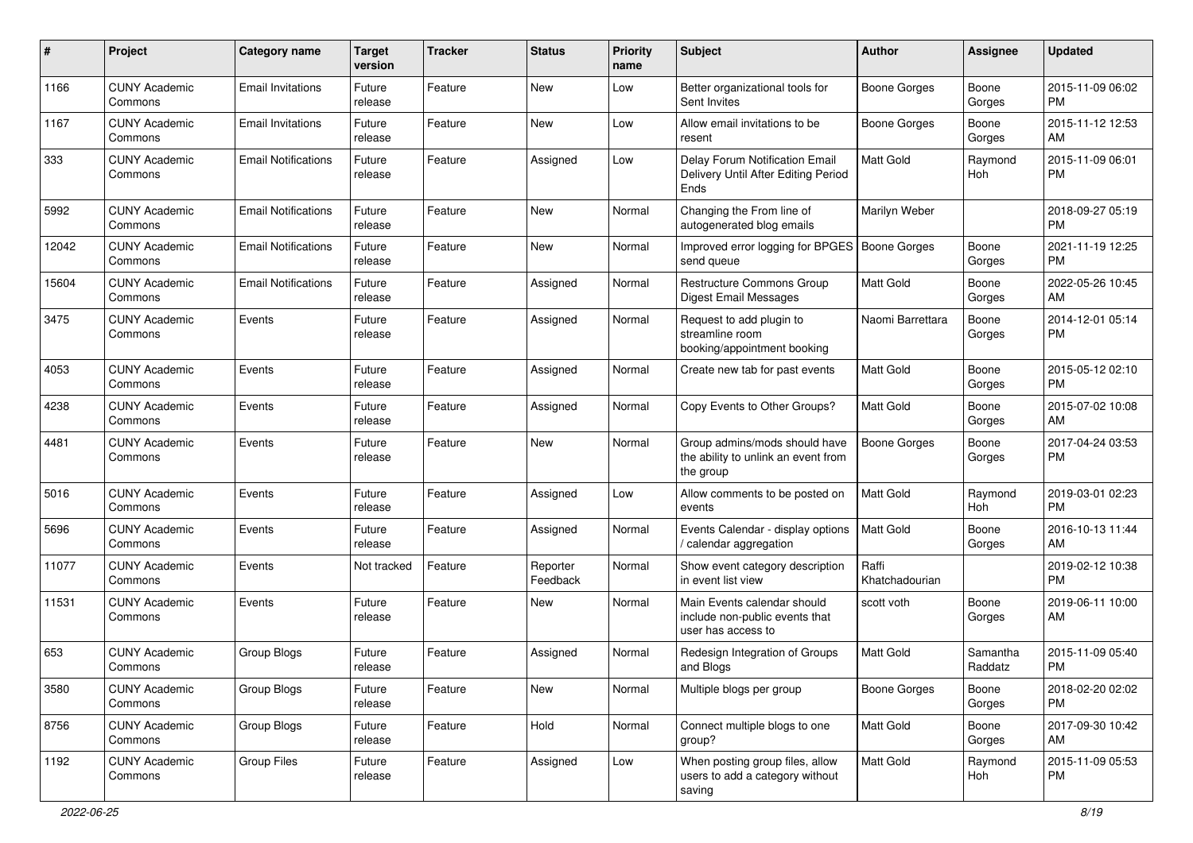| # | Project | Category name | Target version | Tracker | Status | Priority name | Subject | Author | Assignee | Updated |
|---|---|---|---|---|---|---|---|---|---|---|
| 1166 | CUNY Academic Commons | Email Invitations | Future release | Feature | New | Low | Better organizational tools for Sent Invites | Boone Gorges | Boone Gorges | 2015-11-09 06:02 PM |
| 1167 | CUNY Academic Commons | Email Invitations | Future release | Feature | New | Low | Allow email invitations to be resent | Boone Gorges | Boone Gorges | 2015-11-12 12:53 AM |
| 333 | CUNY Academic Commons | Email Notifications | Future release | Feature | Assigned | Low | Delay Forum Notification Email Delivery Until After Editing Period Ends | Matt Gold | Raymond Hoh | 2015-11-09 06:01 PM |
| 5992 | CUNY Academic Commons | Email Notifications | Future release | Feature | New | Normal | Changing the From line of autogenerated blog emails | Marilyn Weber | | 2018-09-27 05:19 PM |
| 12042 | CUNY Academic Commons | Email Notifications | Future release | Feature | New | Normal | Improved error logging for BPGES send queue | Boone Gorges | Boone Gorges | 2021-11-19 12:25 PM |
| 15604 | CUNY Academic Commons | Email Notifications | Future release | Feature | Assigned | Normal | Restructure Commons Group Digest Email Messages | Matt Gold | Boone Gorges | 2022-05-26 10:45 AM |
| 3475 | CUNY Academic Commons | Events | Future release | Feature | Assigned | Normal | Request to add plugin to streamline room booking/appointment booking | Naomi Barrettara | Boone Gorges | 2014-12-01 05:14 PM |
| 4053 | CUNY Academic Commons | Events | Future release | Feature | Assigned | Normal | Create new tab for past events | Matt Gold | Boone Gorges | 2015-05-12 02:10 PM |
| 4238 | CUNY Academic Commons | Events | Future release | Feature | Assigned | Normal | Copy Events to Other Groups? | Matt Gold | Boone Gorges | 2015-07-02 10:08 AM |
| 4481 | CUNY Academic Commons | Events | Future release | Feature | New | Normal | Group admins/mods should have the ability to unlink an event from the group | Boone Gorges | Boone Gorges | 2017-04-24 03:53 PM |
| 5016 | CUNY Academic Commons | Events | Future release | Feature | Assigned | Low | Allow comments to be posted on events | Matt Gold | Raymond Hoh | 2019-03-01 02:23 PM |
| 5696 | CUNY Academic Commons | Events | Future release | Feature | Assigned | Normal | Events Calendar - display options / calendar aggregation | Matt Gold | Boone Gorges | 2016-10-13 11:44 AM |
| 11077 | CUNY Academic Commons | Events | Not tracked | Feature | Reporter Feedback | Normal | Show event category description in event list view | Raffi Khatchadourian | | 2019-02-12 10:38 PM |
| 11531 | CUNY Academic Commons | Events | Future release | Feature | New | Normal | Main Events calendar should include non-public events that user has access to | scott voth | Boone Gorges | 2019-06-11 10:00 AM |
| 653 | CUNY Academic Commons | Group Blogs | Future release | Feature | Assigned | Normal | Redesign Integration of Groups and Blogs | Matt Gold | Samantha Raddatz | 2015-11-09 05:40 PM |
| 3580 | CUNY Academic Commons | Group Blogs | Future release | Feature | New | Normal | Multiple blogs per group | Boone Gorges | Boone Gorges | 2018-02-20 02:02 PM |
| 8756 | CUNY Academic Commons | Group Blogs | Future release | Feature | Hold | Normal | Connect multiple blogs to one group? | Matt Gold | Boone Gorges | 2017-09-30 10:42 AM |
| 1192 | CUNY Academic Commons | Group Files | Future release | Feature | Assigned | Low | When posting group files, allow users to add a category without saving | Matt Gold | Raymond Hoh | 2015-11-09 05:53 PM |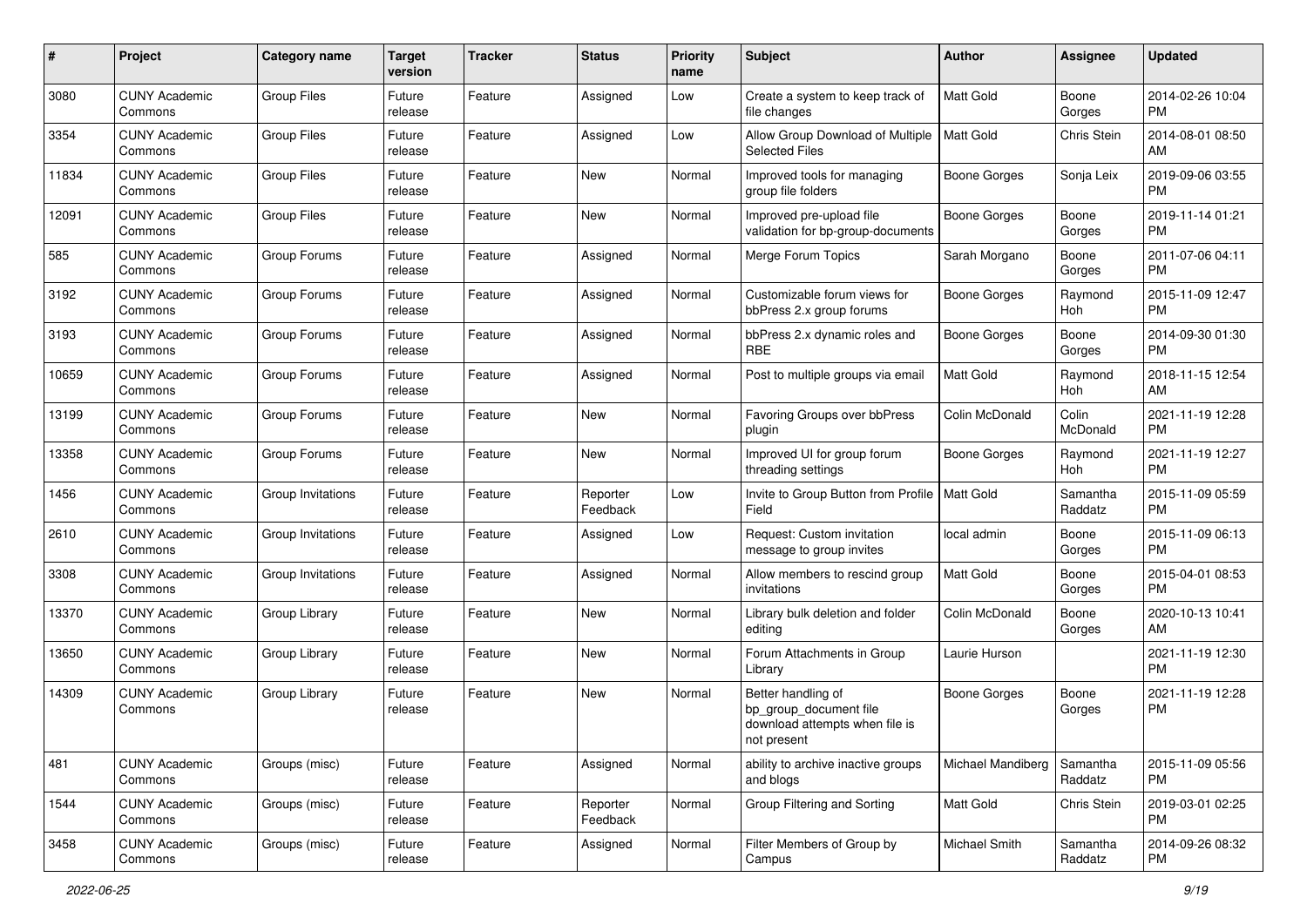| # | Project | Category name | Target version | Tracker | Status | Priority name | Subject | Author | Assignee | Updated |
|---|---|---|---|---|---|---|---|---|---|---|
| 3080 | CUNY Academic Commons | Group Files | Future release | Feature | Assigned | Low | Create a system to keep track of file changes | Matt Gold | Boone Gorges | 2014-02-26 10:04 PM |
| 3354 | CUNY Academic Commons | Group Files | Future release | Feature | Assigned | Low | Allow Group Download of Multiple Selected Files | Matt Gold | Chris Stein | 2014-08-01 08:50 AM |
| 11834 | CUNY Academic Commons | Group Files | Future release | Feature | New | Normal | Improved tools for managing group file folders | Boone Gorges | Sonja Leix | 2019-09-06 03:55 PM |
| 12091 | CUNY Academic Commons | Group Files | Future release | Feature | New | Normal | Improved pre-upload file validation for bp-group-documents | Boone Gorges | Boone Gorges | 2019-11-14 01:21 PM |
| 585 | CUNY Academic Commons | Group Forums | Future release | Feature | Assigned | Normal | Merge Forum Topics | Sarah Morgano | Boone Gorges | 2011-07-06 04:11 PM |
| 3192 | CUNY Academic Commons | Group Forums | Future release | Feature | Assigned | Normal | Customizable forum views for bbPress 2.x group forums | Boone Gorges | Raymond Hoh | 2015-11-09 12:47 PM |
| 3193 | CUNY Academic Commons | Group Forums | Future release | Feature | Assigned | Normal | bbPress 2.x dynamic roles and RBE | Boone Gorges | Boone Gorges | 2014-09-30 01:30 PM |
| 10659 | CUNY Academic Commons | Group Forums | Future release | Feature | Assigned | Normal | Post to multiple groups via email | Matt Gold | Raymond Hoh | 2018-11-15 12:54 AM |
| 13199 | CUNY Academic Commons | Group Forums | Future release | Feature | New | Normal | Favoring Groups over bbPress plugin | Colin McDonald | Colin McDonald | 2021-11-19 12:28 PM |
| 13358 | CUNY Academic Commons | Group Forums | Future release | Feature | New | Normal | Improved UI for group forum threading settings | Boone Gorges | Raymond Hoh | 2021-11-19 12:27 PM |
| 1456 | CUNY Academic Commons | Group Invitations | Future release | Feature | Reporter Feedback | Low | Invite to Group Button from Profile Field | Matt Gold | Samantha Raddatz | 2015-11-09 05:59 PM |
| 2610 | CUNY Academic Commons | Group Invitations | Future release | Feature | Assigned | Low | Request: Custom invitation message to group invites | local admin | Boone Gorges | 2015-11-09 06:13 PM |
| 3308 | CUNY Academic Commons | Group Invitations | Future release | Feature | Assigned | Normal | Allow members to rescind group invitations | Matt Gold | Boone Gorges | 2015-04-01 08:53 PM |
| 13370 | CUNY Academic Commons | Group Library | Future release | Feature | New | Normal | Library bulk deletion and folder editing | Colin McDonald | Boone Gorges | 2020-10-13 10:41 AM |
| 13650 | CUNY Academic Commons | Group Library | Future release | Feature | New | Normal | Forum Attachments in Group Library | Laurie Hurson | | 2021-11-19 12:30 PM |
| 14309 | CUNY Academic Commons | Group Library | Future release | Feature | New | Normal | Better handling of bp_group_document file download attempts when file is not present | Boone Gorges | Boone Gorges | 2021-11-19 12:28 PM |
| 481 | CUNY Academic Commons | Groups (misc) | Future release | Feature | Assigned | Normal | ability to archive inactive groups and blogs | Michael Mandiberg | Samantha Raddatz | 2015-11-09 05:56 PM |
| 1544 | CUNY Academic Commons | Groups (misc) | Future release | Feature | Reporter Feedback | Normal | Group Filtering and Sorting | Matt Gold | Chris Stein | 2019-03-01 02:25 PM |
| 3458 | CUNY Academic Commons | Groups (misc) | Future release | Feature | Assigned | Normal | Filter Members of Group by Campus | Michael Smith | Samantha Raddatz | 2014-09-26 08:32 PM |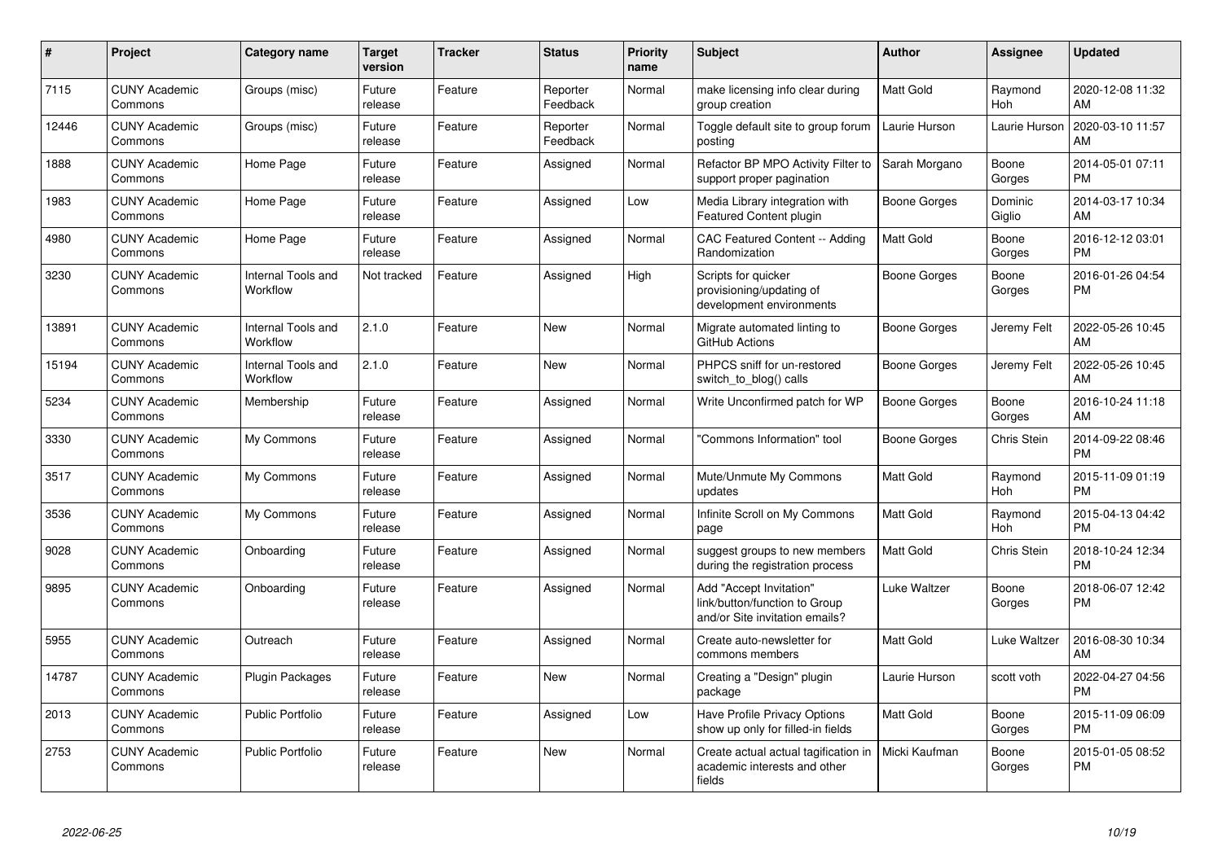| # | Project | Category name | Target version | Tracker | Status | Priority name | Subject | Author | Assignee | Updated |
|---|---|---|---|---|---|---|---|---|---|---|
| 7115 | CUNY Academic Commons | Groups (misc) | Future release | Feature | Reporter Feedback | Normal | make licensing info clear during group creation | Matt Gold | Raymond Hoh | 2020-12-08 11:32 AM |
| 12446 | CUNY Academic Commons | Groups (misc) | Future release | Feature | Reporter Feedback | Normal | Toggle default site to group forum posting | Laurie Hurson | Laurie Hurson | 2020-03-10 11:57 AM |
| 1888 | CUNY Academic Commons | Home Page | Future release | Feature | Assigned | Normal | Refactor BP MPO Activity Filter to support proper pagination | Sarah Morgano | Boone Gorges | 2014-05-01 07:11 PM |
| 1983 | CUNY Academic Commons | Home Page | Future release | Feature | Assigned | Low | Media Library integration with Featured Content plugin | Boone Gorges | Dominic Giglio | 2014-03-17 10:34 AM |
| 4980 | CUNY Academic Commons | Home Page | Future release | Feature | Assigned | Normal | CAC Featured Content -- Adding Randomization | Matt Gold | Boone Gorges | 2016-12-12 03:01 PM |
| 3230 | CUNY Academic Commons | Internal Tools and Workflow | Not tracked | Feature | Assigned | High | Scripts for quicker provisioning/updating of development environments | Boone Gorges | Boone Gorges | 2016-01-26 04:54 PM |
| 13891 | CUNY Academic Commons | Internal Tools and Workflow | 2.1.0 | Feature | New | Normal | Migrate automated linting to GitHub Actions | Boone Gorges | Jeremy Felt | 2022-05-26 10:45 AM |
| 15194 | CUNY Academic Commons | Internal Tools and Workflow | 2.1.0 | Feature | New | Normal | PHPCS sniff for un-restored switch_to_blog() calls | Boone Gorges | Jeremy Felt | 2022-05-26 10:45 AM |
| 5234 | CUNY Academic Commons | Membership | Future release | Feature | Assigned | Normal | Write Unconfirmed patch for WP | Boone Gorges | Boone Gorges | 2016-10-24 11:18 AM |
| 3330 | CUNY Academic Commons | My Commons | Future release | Feature | Assigned | Normal | "Commons Information" tool | Boone Gorges | Chris Stein | 2014-09-22 08:46 PM |
| 3517 | CUNY Academic Commons | My Commons | Future release | Feature | Assigned | Normal | Mute/Unmute My Commons updates | Matt Gold | Raymond Hoh | 2015-11-09 01:19 PM |
| 3536 | CUNY Academic Commons | My Commons | Future release | Feature | Assigned | Normal | Infinite Scroll on My Commons page | Matt Gold | Raymond Hoh | 2015-04-13 04:42 PM |
| 9028 | CUNY Academic Commons | Onboarding | Future release | Feature | Assigned | Normal | suggest groups to new members during the registration process | Matt Gold | Chris Stein | 2018-10-24 12:34 PM |
| 9895 | CUNY Academic Commons | Onboarding | Future release | Feature | Assigned | Normal | Add "Accept Invitation" link/button/function to Group and/or Site invitation emails? | Luke Waltzer | Boone Gorges | 2018-06-07 12:42 PM |
| 5955 | CUNY Academic Commons | Outreach | Future release | Feature | Assigned | Normal | Create auto-newsletter for commons members | Matt Gold | Luke Waltzer | 2016-08-30 10:34 AM |
| 14787 | CUNY Academic Commons | Plugin Packages | Future release | Feature | New | Normal | Creating a "Design" plugin package | Laurie Hurson | scott voth | 2022-04-27 04:56 PM |
| 2013 | CUNY Academic Commons | Public Portfolio | Future release | Feature | Assigned | Low | Have Profile Privacy Options show up only for filled-in fields | Matt Gold | Boone Gorges | 2015-11-09 06:09 PM |
| 2753 | CUNY Academic Commons | Public Portfolio | Future release | Feature | New | Normal | Create actual actual tagification in academic interests and other fields | Micki Kaufman | Boone Gorges | 2015-01-05 08:52 PM |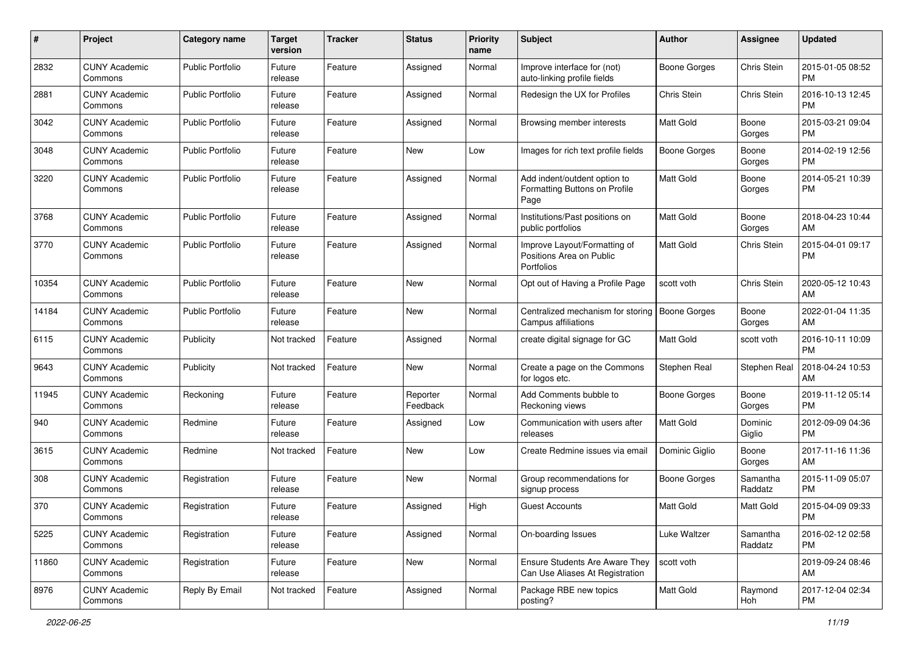| # | Project | Category name | Target version | Tracker | Status | Priority name | Subject | Author | Assignee | Updated |
|---|---|---|---|---|---|---|---|---|---|---|
| 2832 | CUNY Academic Commons | Public Portfolio | Future release | Feature | Assigned | Normal | Improve interface for (not) auto-linking profile fields | Boone Gorges | Chris Stein | 2015-01-05 08:52 PM |
| 2881 | CUNY Academic Commons | Public Portfolio | Future release | Feature | Assigned | Normal | Redesign the UX for Profiles | Chris Stein | Chris Stein | 2016-10-13 12:45 PM |
| 3042 | CUNY Academic Commons | Public Portfolio | Future release | Feature | Assigned | Normal | Browsing member interests | Matt Gold | Boone Gorges | 2015-03-21 09:04 PM |
| 3048 | CUNY Academic Commons | Public Portfolio | Future release | Feature | New | Low | Images for rich text profile fields | Boone Gorges | Boone Gorges | 2014-02-19 12:56 PM |
| 3220 | CUNY Academic Commons | Public Portfolio | Future release | Feature | Assigned | Normal | Add indent/outdent option to Formatting Buttons on Profile Page | Matt Gold | Boone Gorges | 2014-05-21 10:39 PM |
| 3768 | CUNY Academic Commons | Public Portfolio | Future release | Feature | Assigned | Normal | Institutions/Past positions on public portfolios | Matt Gold | Boone Gorges | 2018-04-23 10:44 AM |
| 3770 | CUNY Academic Commons | Public Portfolio | Future release | Feature | Assigned | Normal | Improve Layout/Formatting of Positions Area on Public Portfolios | Matt Gold | Chris Stein | 2015-04-01 09:17 PM |
| 10354 | CUNY Academic Commons | Public Portfolio | Future release | Feature | New | Normal | Opt out of Having a Profile Page | scott voth | Chris Stein | 2020-05-12 10:43 AM |
| 14184 | CUNY Academic Commons | Public Portfolio | Future release | Feature | New | Normal | Centralized mechanism for storing Campus affiliations | Boone Gorges | Boone Gorges | 2022-01-04 11:35 AM |
| 6115 | CUNY Academic Commons | Publicity | Not tracked | Feature | Assigned | Normal | create digital signage for GC | Matt Gold | scott voth | 2016-10-11 10:09 PM |
| 9643 | CUNY Academic Commons | Publicity | Not tracked | Feature | New | Normal | Create a page on the Commons for logos etc. | Stephen Real | Stephen Real | 2018-04-24 10:53 AM |
| 11945 | CUNY Academic Commons | Reckoning | Future release | Feature | Reporter Feedback | Normal | Add Comments bubble to Reckoning views | Boone Gorges | Boone Gorges | 2019-11-12 05:14 PM |
| 940 | CUNY Academic Commons | Redmine | Future release | Feature | Assigned | Low | Communication with users after releases | Matt Gold | Dominic Giglio | 2012-09-09 04:36 PM |
| 3615 | CUNY Academic Commons | Redmine | Not tracked | Feature | New | Low | Create Redmine issues via email | Dominic Giglio | Boone Gorges | 2017-11-16 11:36 AM |
| 308 | CUNY Academic Commons | Registration | Future release | Feature | New | Normal | Group recommendations for signup process | Boone Gorges | Samantha Raddatz | 2015-11-09 05:07 PM |
| 370 | CUNY Academic Commons | Registration | Future release | Feature | Assigned | High | Guest Accounts | Matt Gold | Matt Gold | 2015-04-09 09:33 PM |
| 5225 | CUNY Academic Commons | Registration | Future release | Feature | Assigned | Normal | On-boarding Issues | Luke Waltzer | Samantha Raddatz | 2016-02-12 02:58 PM |
| 11860 | CUNY Academic Commons | Registration | Future release | Feature | New | Normal | Ensure Students Are Aware They Can Use Aliases At Registration | scott voth | | 2019-09-24 08:46 AM |
| 8976 | CUNY Academic Commons | Reply By Email | Not tracked | Feature | Assigned | Normal | Package RBE new topics posting? | Matt Gold | Raymond Hoh | 2017-12-04 02:34 PM |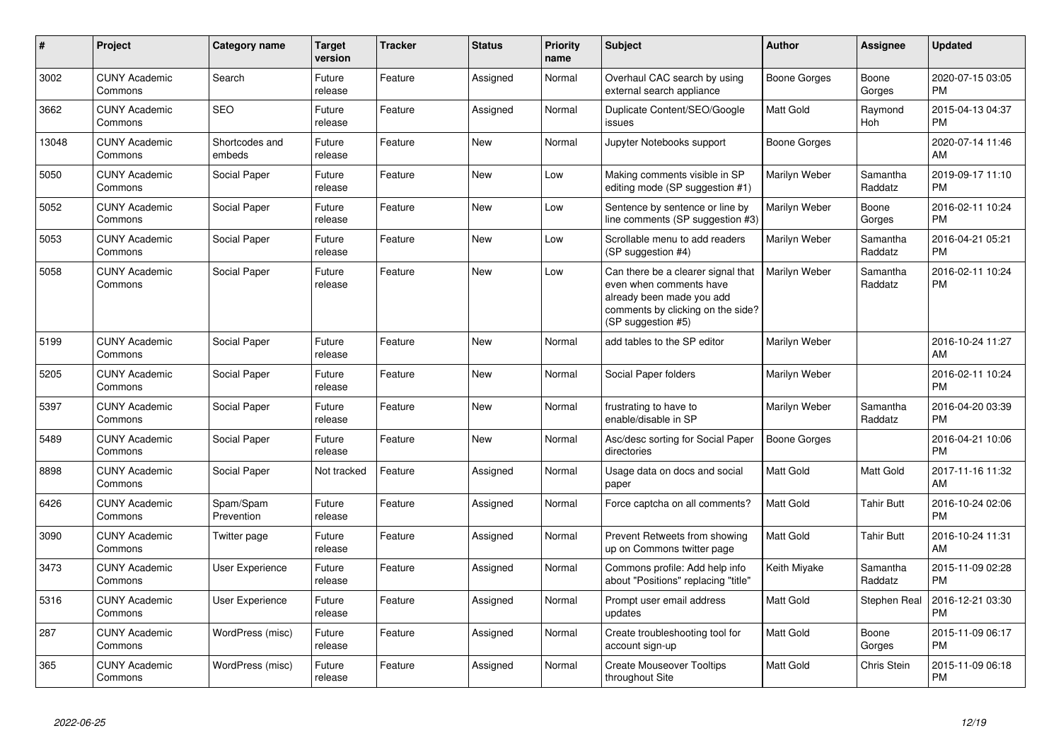| # | Project | Category name | Target version | Tracker | Status | Priority name | Subject | Author | Assignee | Updated |
|---|---|---|---|---|---|---|---|---|---|---|
| 3002 | CUNY Academic Commons | Search | Future release | Feature | Assigned | Normal | Overhaul CAC search by using external search appliance | Boone Gorges | Boone Gorges | 2020-07-15 03:05 PM |
| 3662 | CUNY Academic Commons | SEO | Future release | Feature | Assigned | Normal | Duplicate Content/SEO/Google issues | Matt Gold | Raymond Hoh | 2015-04-13 04:37 PM |
| 13048 | CUNY Academic Commons | Shortcodes and embeds | Future release | Feature | New | Normal | Jupyter Notebooks support | Boone Gorges | | 2020-07-14 11:46 AM |
| 5050 | CUNY Academic Commons | Social Paper | Future release | Feature | New | Low | Making comments visible in SP editing mode (SP suggestion #1) | Marilyn Weber | Samantha Raddatz | 2019-09-17 11:10 PM |
| 5052 | CUNY Academic Commons | Social Paper | Future release | Feature | New | Low | Sentence by sentence or line by line comments (SP suggestion #3) | Marilyn Weber | Boone Gorges | 2016-02-11 10:24 PM |
| 5053 | CUNY Academic Commons | Social Paper | Future release | Feature | New | Low | Scrollable menu to add readers (SP suggestion #4) | Marilyn Weber | Samantha Raddatz | 2016-04-21 05:21 PM |
| 5058 | CUNY Academic Commons | Social Paper | Future release | Feature | New | Low | Can there be a clearer signal that even when comments have already been made you add comments by clicking on the side? (SP suggestion #5) | Marilyn Weber | Samantha Raddatz | 2016-02-11 10:24 PM |
| 5199 | CUNY Academic Commons | Social Paper | Future release | Feature | New | Normal | add tables to the SP editor | Marilyn Weber | | 2016-10-24 11:27 AM |
| 5205 | CUNY Academic Commons | Social Paper | Future release | Feature | New | Normal | Social Paper folders | Marilyn Weber | | 2016-02-11 10:24 PM |
| 5397 | CUNY Academic Commons | Social Paper | Future release | Feature | New | Normal | frustrating to have to enable/disable in SP | Marilyn Weber | Samantha Raddatz | 2016-04-20 03:39 PM |
| 5489 | CUNY Academic Commons | Social Paper | Future release | Feature | New | Normal | Asc/desc sorting for Social Paper directories | Boone Gorges | | 2016-04-21 10:06 PM |
| 8898 | CUNY Academic Commons | Social Paper | Not tracked | Feature | Assigned | Normal | Usage data on docs and social paper | Matt Gold | Matt Gold | 2017-11-16 11:32 AM |
| 6426 | CUNY Academic Commons | Spam/Spam Prevention | Future release | Feature | Assigned | Normal | Force captcha on all comments? | Matt Gold | Tahir Butt | 2016-10-24 02:06 PM |
| 3090 | CUNY Academic Commons | Twitter page | Future release | Feature | Assigned | Normal | Prevent Retweets from showing up on Commons twitter page | Matt Gold | Tahir Butt | 2016-10-24 11:31 AM |
| 3473 | CUNY Academic Commons | User Experience | Future release | Feature | Assigned | Normal | Commons profile: Add help info about "Positions" replacing "title" | Keith Miyake | Samantha Raddatz | 2015-11-09 02:28 PM |
| 5316 | CUNY Academic Commons | User Experience | Future release | Feature | Assigned | Normal | Prompt user email address updates | Matt Gold | Stephen Real | 2016-12-21 03:30 PM |
| 287 | CUNY Academic Commons | WordPress (misc) | Future release | Feature | Assigned | Normal | Create troubleshooting tool for account sign-up | Matt Gold | Boone Gorges | 2015-11-09 06:17 PM |
| 365 | CUNY Academic Commons | WordPress (misc) | Future release | Feature | Assigned | Normal | Create Mouseover Tooltips throughout Site | Matt Gold | Chris Stein | 2015-11-09 06:18 PM |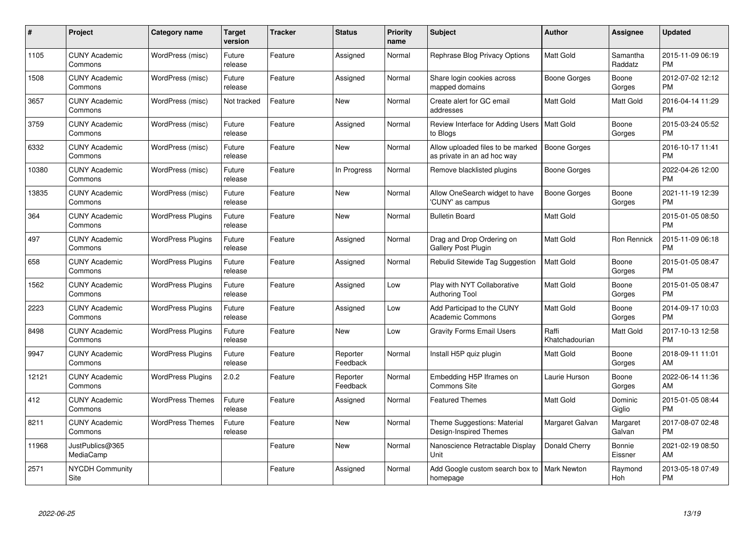| # | Project | Category name | Target version | Tracker | Status | Priority name | Subject | Author | Assignee | Updated |
|---|---|---|---|---|---|---|---|---|---|---|
| 1105 | CUNY Academic Commons | WordPress (misc) | Future release | Feature | Assigned | Normal | Rephrase Blog Privacy Options | Matt Gold | Samantha Raddatz | 2015-11-09 06:19 PM |
| 1508 | CUNY Academic Commons | WordPress (misc) | Future release | Feature | Assigned | Normal | Share login cookies across mapped domains | Boone Gorges | Boone Gorges | 2012-07-02 12:12 PM |
| 3657 | CUNY Academic Commons | WordPress (misc) | Not tracked | Feature | New | Normal | Create alert for GC email addresses | Matt Gold | Matt Gold | 2016-04-14 11:29 PM |
| 3759 | CUNY Academic Commons | WordPress (misc) | Future release | Feature | Assigned | Normal | Review Interface for Adding Users to Blogs | Matt Gold | Boone Gorges | 2015-03-24 05:52 PM |
| 6332 | CUNY Academic Commons | WordPress (misc) | Future release | Feature | New | Normal | Allow uploaded files to be marked as private in an ad hoc way | Boone Gorges | | 2016-10-17 11:41 PM |
| 10380 | CUNY Academic Commons | WordPress (misc) | Future release | Feature | In Progress | Normal | Remove blacklisted plugins | Boone Gorges | | 2022-04-26 12:00 PM |
| 13835 | CUNY Academic Commons | WordPress (misc) | Future release | Feature | New | Normal | Allow OneSearch widget to have 'CUNY' as campus | Boone Gorges | Boone Gorges | 2021-11-19 12:39 PM |
| 364 | CUNY Academic Commons | WordPress Plugins | Future release | Feature | New | Normal | Bulletin Board | Matt Gold | | 2015-01-05 08:50 PM |
| 497 | CUNY Academic Commons | WordPress Plugins | Future release | Feature | Assigned | Normal | Drag and Drop Ordering on Gallery Post Plugin | Matt Gold | Ron Rennick | 2015-11-09 06:18 PM |
| 658 | CUNY Academic Commons | WordPress Plugins | Future release | Feature | Assigned | Normal | Rebulid Sitewide Tag Suggestion | Matt Gold | Boone Gorges | 2015-01-05 08:47 PM |
| 1562 | CUNY Academic Commons | WordPress Plugins | Future release | Feature | Assigned | Low | Play with NYT Collaborative Authoring Tool | Matt Gold | Boone Gorges | 2015-01-05 08:47 PM |
| 2223 | CUNY Academic Commons | WordPress Plugins | Future release | Feature | Assigned | Low | Add Participad to the CUNY Academic Commons | Matt Gold | Boone Gorges | 2014-09-17 10:03 PM |
| 8498 | CUNY Academic Commons | WordPress Plugins | Future release | Feature | New | Low | Gravity Forms Email Users | Raffi Khatchadourian | Matt Gold | 2017-10-13 12:58 PM |
| 9947 | CUNY Academic Commons | WordPress Plugins | Future release | Feature | Reporter Feedback | Normal | Install H5P quiz plugin | Matt Gold | Boone Gorges | 2018-09-11 11:01 AM |
| 12121 | CUNY Academic Commons | WordPress Plugins | 2.0.2 | Feature | Reporter Feedback | Normal | Embedding H5P Iframes on Commons Site | Laurie Hurson | Boone Gorges | 2022-06-14 11:36 AM |
| 412 | CUNY Academic Commons | WordPress Themes | Future release | Feature | Assigned | Normal | Featured Themes | Matt Gold | Dominic Giglio | 2015-01-05 08:44 PM |
| 8211 | CUNY Academic Commons | WordPress Themes | Future release | Feature | New | Normal | Theme Suggestions: Material Design-Inspired Themes | Margaret Galvan | Margaret Galvan | 2017-08-07 02:48 PM |
| 11968 | JustPublics@365 MediaCamp | | | Feature | New | Normal | Nanoscience Retractable Display Unit | Donald Cherry | Bonnie Eissner | 2021-02-19 08:50 AM |
| 2571 | NYCDH Community Site | | | Feature | Assigned | Normal | Add Google custom search box to homepage | Mark Newton | Raymond Hoh | 2013-05-18 07:49 PM |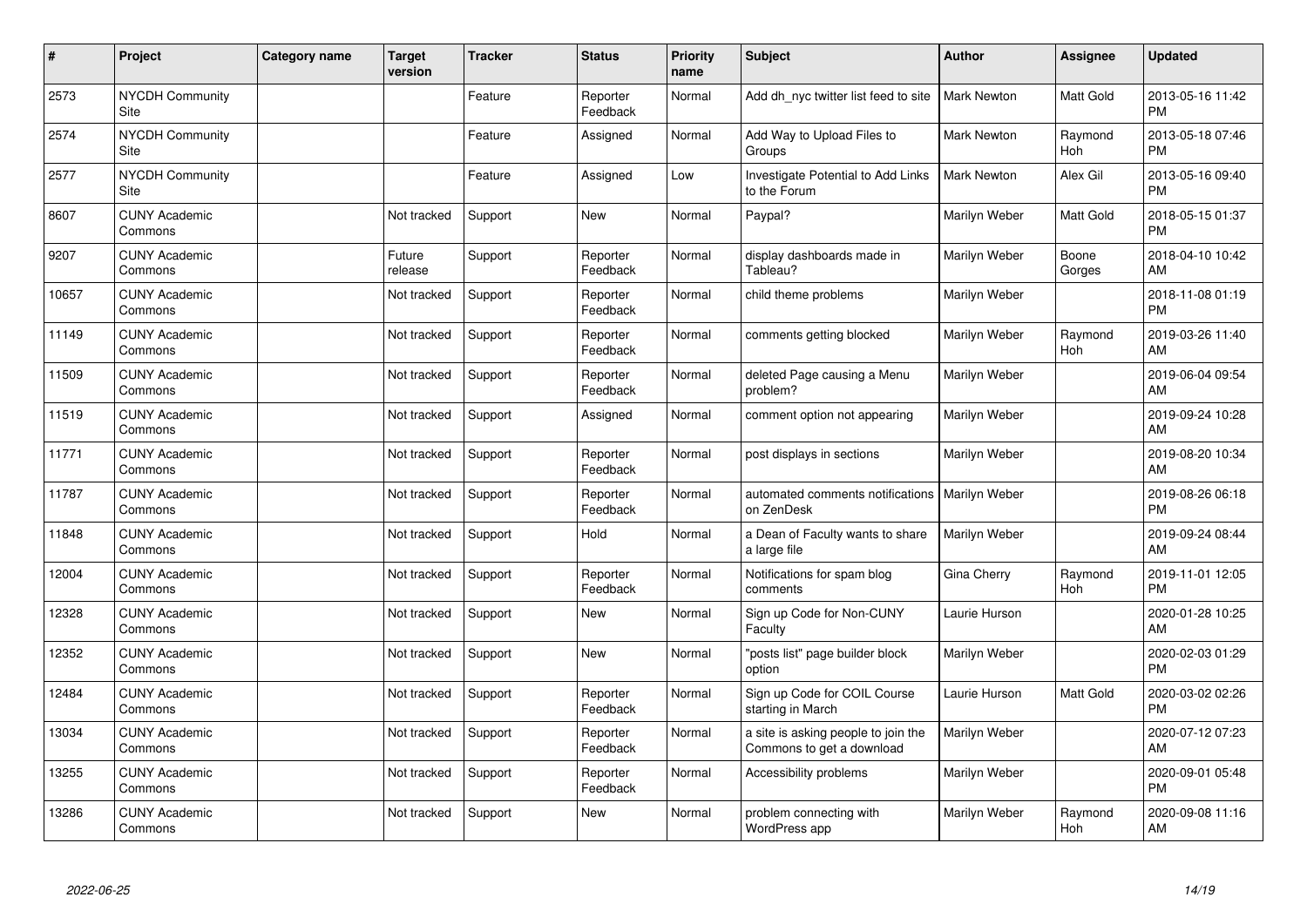| # | Project | Category name | Target version | Tracker | Status | Priority name | Subject | Author | Assignee | Updated |
|---|---|---|---|---|---|---|---|---|---|---|
| 2573 | NYCDH Community Site | | | Feature | Reporter Feedback | Normal | Add dh_nyc twitter list feed to site | Mark Newton | Matt Gold | 2013-05-16 11:42 PM |
| 2574 | NYCDH Community Site | | | Feature | Assigned | Normal | Add Way to Upload Files to Groups | Mark Newton | Raymond Hoh | 2013-05-18 07:46 PM |
| 2577 | NYCDH Community Site | | | Feature | Assigned | Low | Investigate Potential to Add Links to the Forum | Mark Newton | Alex Gil | 2013-05-16 09:40 PM |
| 8607 | CUNY Academic Commons | | Not tracked | Support | New | Normal | Paypal? | Marilyn Weber | Matt Gold | 2018-05-15 01:37 PM |
| 9207 | CUNY Academic Commons | | Future release | Support | Reporter Feedback | Normal | display dashboards made in Tableau? | Marilyn Weber | Boone Gorges | 2018-04-10 10:42 AM |
| 10657 | CUNY Academic Commons | | Not tracked | Support | Reporter Feedback | Normal | child theme problems | Marilyn Weber | | 2018-11-08 01:19 PM |
| 11149 | CUNY Academic Commons | | Not tracked | Support | Reporter Feedback | Normal | comments getting blocked | Marilyn Weber | Raymond Hoh | 2019-03-26 11:40 AM |
| 11509 | CUNY Academic Commons | | Not tracked | Support | Reporter Feedback | Normal | deleted Page causing a Menu problem? | Marilyn Weber | | 2019-06-04 09:54 AM |
| 11519 | CUNY Academic Commons | | Not tracked | Support | Assigned | Normal | comment option not appearing | Marilyn Weber | | 2019-09-24 10:28 AM |
| 11771 | CUNY Academic Commons | | Not tracked | Support | Reporter Feedback | Normal | post displays in sections | Marilyn Weber | | 2019-08-20 10:34 AM |
| 11787 | CUNY Academic Commons | | Not tracked | Support | Reporter Feedback | Normal | automated comments notifications on ZenDesk | Marilyn Weber | | 2019-08-26 06:18 PM |
| 11848 | CUNY Academic Commons | | Not tracked | Support | Hold | Normal | a Dean of Faculty wants to share a large file | Marilyn Weber | | 2019-09-24 08:44 AM |
| 12004 | CUNY Academic Commons | | Not tracked | Support | Reporter Feedback | Normal | Notifications for spam blog comments | Gina Cherry | Raymond Hoh | 2019-11-01 12:05 PM |
| 12328 | CUNY Academic Commons | | Not tracked | Support | New | Normal | Sign up Code for Non-CUNY Faculty | Laurie Hurson | | 2020-01-28 10:25 AM |
| 12352 | CUNY Academic Commons | | Not tracked | Support | New | Normal | "posts list" page builder block option | Marilyn Weber | | 2020-02-03 01:29 PM |
| 12484 | CUNY Academic Commons | | Not tracked | Support | Reporter Feedback | Normal | Sign up Code for COIL Course starting in March | Laurie Hurson | Matt Gold | 2020-03-02 02:26 PM |
| 13034 | CUNY Academic Commons | | Not tracked | Support | Reporter Feedback | Normal | a site is asking people to join the Commons to get a download | Marilyn Weber | | 2020-07-12 07:23 AM |
| 13255 | CUNY Academic Commons | | Not tracked | Support | Reporter Feedback | Normal | Accessibility problems | Marilyn Weber | | 2020-09-01 05:48 PM |
| 13286 | CUNY Academic Commons | | Not tracked | Support | New | Normal | problem connecting with WordPress app | Marilyn Weber | Raymond Hoh | 2020-09-08 11:16 AM |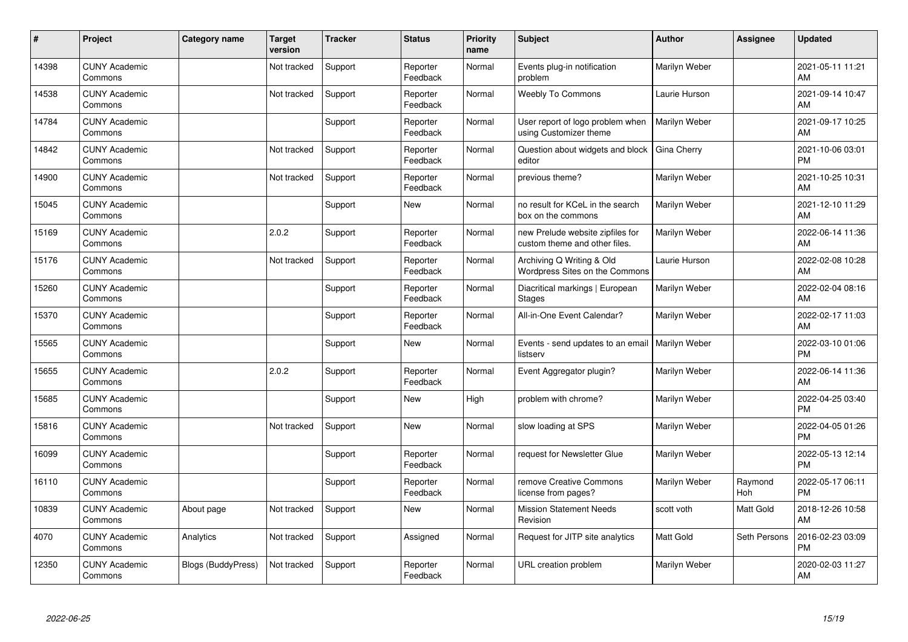| # | Project | Category name | Target version | Tracker | Status | Priority name | Subject | Author | Assignee | Updated |
|---|---|---|---|---|---|---|---|---|---|---|
| 14398 | CUNY Academic Commons | | Not tracked | Support | Reporter Feedback | Normal | Events plug-in notification problem | Marilyn Weber | | 2021-05-11 11:21 AM |
| 14538 | CUNY Academic Commons | | Not tracked | Support | Reporter Feedback | Normal | Weebly To Commons | Laurie Hurson | | 2021-09-14 10:47 AM |
| 14784 | CUNY Academic Commons | | | Support | Reporter Feedback | Normal | User report of logo problem when using Customizer theme | Marilyn Weber | | 2021-09-17 10:25 AM |
| 14842 | CUNY Academic Commons | | Not tracked | Support | Reporter Feedback | Normal | Question about widgets and block editor | Gina Cherry | | 2021-10-06 03:01 PM |
| 14900 | CUNY Academic Commons | | Not tracked | Support | Reporter Feedback | Normal | previous theme? | Marilyn Weber | | 2021-10-25 10:31 AM |
| 15045 | CUNY Academic Commons | | | Support | New | Normal | no result for KCeL in the search box on the commons | Marilyn Weber | | 2021-12-10 11:29 AM |
| 15169 | CUNY Academic Commons | | 2.0.2 | Support | Reporter Feedback | Normal | new Prelude website zipfiles for custom theme and other files. | Marilyn Weber | | 2022-06-14 11:36 AM |
| 15176 | CUNY Academic Commons | | Not tracked | Support | Reporter Feedback | Normal | Archiving Q Writing & Old Wordpress Sites on the Commons | Laurie Hurson | | 2022-02-08 10:28 AM |
| 15260 | CUNY Academic Commons | | | Support | Reporter Feedback | Normal | Diacritical markings \| European Stages | Marilyn Weber | | 2022-02-04 08:16 AM |
| 15370 | CUNY Academic Commons | | | Support | Reporter Feedback | Normal | All-in-One Event Calendar? | Marilyn Weber | | 2022-02-17 11:03 AM |
| 15565 | CUNY Academic Commons | | | Support | New | Normal | Events - send updates to an email listserv | Marilyn Weber | | 2022-03-10 01:06 PM |
| 15655 | CUNY Academic Commons | | 2.0.2 | Support | Reporter Feedback | Normal | Event Aggregator plugin? | Marilyn Weber | | 2022-06-14 11:36 AM |
| 15685 | CUNY Academic Commons | | | Support | New | High | problem with chrome? | Marilyn Weber | | 2022-04-25 03:40 PM |
| 15816 | CUNY Academic Commons | | Not tracked | Support | New | Normal | slow loading at SPS | Marilyn Weber | | 2022-04-05 01:26 PM |
| 16099 | CUNY Academic Commons | | | Support | Reporter Feedback | Normal | request for Newsletter Glue | Marilyn Weber | | 2022-05-13 12:14 PM |
| 16110 | CUNY Academic Commons | | | Support | Reporter Feedback | Normal | remove Creative Commons license from pages? | Marilyn Weber | Raymond Hoh | 2022-05-17 06:11 PM |
| 10839 | CUNY Academic Commons | About page | Not tracked | Support | New | Normal | Mission Statement Needs Revision | scott voth | Matt Gold | 2018-12-26 10:58 AM |
| 4070 | CUNY Academic Commons | Analytics | Not tracked | Support | Assigned | Normal | Request for JITP site analytics | Matt Gold | Seth Persons | 2016-02-23 03:09 PM |
| 12350 | CUNY Academic Commons | Blogs (BuddyPress) | Not tracked | Support | Reporter Feedback | Normal | URL creation problem | Marilyn Weber | | 2020-02-03 11:27 AM |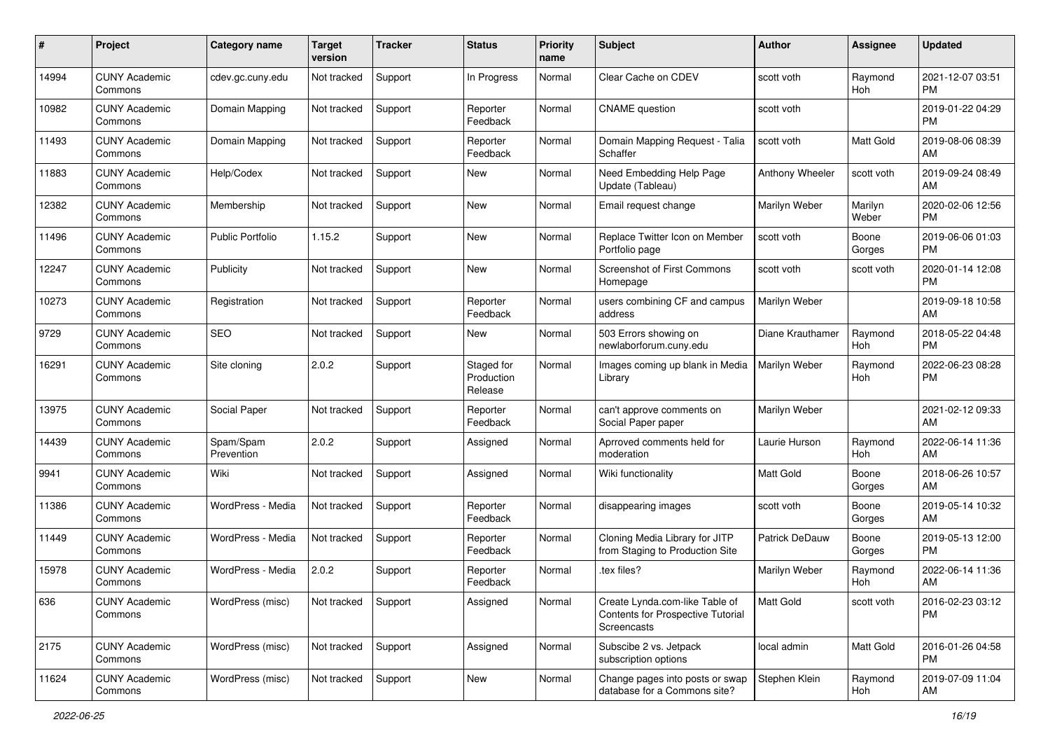| # | Project | Category name | Target version | Tracker | Status | Priority name | Subject | Author | Assignee | Updated |
|---|---|---|---|---|---|---|---|---|---|---|
| 14994 | CUNY Academic Commons | cdev.gc.cuny.edu | Not tracked | Support | In Progress | Normal | Clear Cache on CDEV | scott voth | Raymond Hoh | 2021-12-07 03:51 PM |
| 10982 | CUNY Academic Commons | Domain Mapping | Not tracked | Support | Reporter Feedback | Normal | CNAME question | scott voth | | 2019-01-22 04:29 PM |
| 11493 | CUNY Academic Commons | Domain Mapping | Not tracked | Support | Reporter Feedback | Normal | Domain Mapping Request - Talia Schaffer | scott voth | Matt Gold | 2019-08-06 08:39 AM |
| 11883 | CUNY Academic Commons | Help/Codex | Not tracked | Support | New | Normal | Need Embedding Help Page Update (Tableau) | Anthony Wheeler | scott voth | 2019-09-24 08:49 AM |
| 12382 | CUNY Academic Commons | Membership | Not tracked | Support | New | Normal | Email request change | Marilyn Weber | Marilyn Weber | 2020-02-06 12:56 PM |
| 11496 | CUNY Academic Commons | Public Portfolio | 1.15.2 | Support | New | Normal | Replace Twitter Icon on Member Portfolio page | scott voth | Boone Gorges | 2019-06-06 01:03 PM |
| 12247 | CUNY Academic Commons | Publicity | Not tracked | Support | New | Normal | Screenshot of First Commons Homepage | scott voth | scott voth | 2020-01-14 12:08 PM |
| 10273 | CUNY Academic Commons | Registration | Not tracked | Support | Reporter Feedback | Normal | users combining CF and campus address | Marilyn Weber | | 2019-09-18 10:58 AM |
| 9729 | CUNY Academic Commons | SEO | Not tracked | Support | New | Normal | 503 Errors showing on newlaborforum.cuny.edu | Diane Krauthamer | Raymond Hoh | 2018-05-22 04:48 PM |
| 16291 | CUNY Academic Commons | Site cloning | 2.0.2 | Support | Staged for Production Release | Normal | Images coming up blank in Media Library | Marilyn Weber | Raymond Hoh | 2022-06-23 08:28 PM |
| 13975 | CUNY Academic Commons | Social Paper | Not tracked | Support | Reporter Feedback | Normal | can't approve comments on Social Paper paper | Marilyn Weber | | 2021-02-12 09:33 AM |
| 14439 | CUNY Academic Commons | Spam/Spam Prevention | 2.0.2 | Support | Assigned | Normal | Aprroved comments held for moderation | Laurie Hurson | Raymond Hoh | 2022-06-14 11:36 AM |
| 9941 | CUNY Academic Commons | Wiki | Not tracked | Support | Assigned | Normal | Wiki functionality | Matt Gold | Boone Gorges | 2018-06-26 10:57 AM |
| 11386 | CUNY Academic Commons | WordPress - Media | Not tracked | Support | Reporter Feedback | Normal | disappearing images | scott voth | Boone Gorges | 2019-05-14 10:32 AM |
| 11449 | CUNY Academic Commons | WordPress - Media | Not tracked | Support | Reporter Feedback | Normal | Cloning Media Library for JITP from Staging to Production Site | Patrick DeDauw | Boone Gorges | 2019-05-13 12:00 PM |
| 15978 | CUNY Academic Commons | WordPress - Media | 2.0.2 | Support | Reporter Feedback | Normal | .tex files? | Marilyn Weber | Raymond Hoh | 2022-06-14 11:36 AM |
| 636 | CUNY Academic Commons | WordPress (misc) | Not tracked | Support | Assigned | Normal | Create Lynda.com-like Table of Contents for Prospective Tutorial Screencasts | Matt Gold | scott voth | 2016-02-23 03:12 PM |
| 2175 | CUNY Academic Commons | WordPress (misc) | Not tracked | Support | Assigned | Normal | Subscibe 2 vs. Jetpack subscription options | local admin | Matt Gold | 2016-01-26 04:58 PM |
| 11624 | CUNY Academic Commons | WordPress (misc) | Not tracked | Support | New | Normal | Change pages into posts or swap database for a Commons site? | Stephen Klein | Raymond Hoh | 2019-07-09 11:04 AM |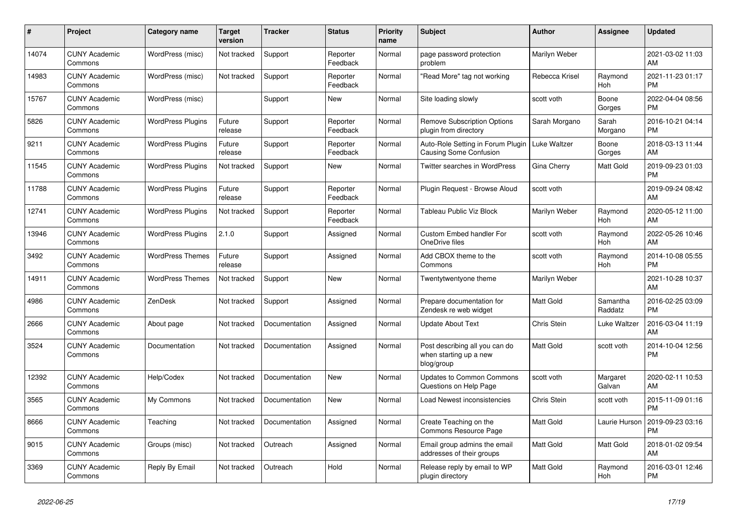| # | Project | Category name | Target version | Tracker | Status | Priority name | Subject | Author | Assignee | Updated |
|---|---|---|---|---|---|---|---|---|---|---|
| 14074 | CUNY Academic Commons | WordPress (misc) | Not tracked | Support | Reporter Feedback | Normal | page password protection problem | Marilyn Weber | | 2021-03-02 11:03 AM |
| 14983 | CUNY Academic Commons | WordPress (misc) | Not tracked | Support | Reporter Feedback | Normal | "Read More" tag not working | Rebecca Krisel | Raymond Hoh | 2021-11-23 01:17 PM |
| 15767 | CUNY Academic Commons | WordPress (misc) | | Support | New | Normal | Site loading slowly | scott voth | Boone Gorges | 2022-04-04 08:56 PM |
| 5826 | CUNY Academic Commons | WordPress Plugins | Future release | Support | Reporter Feedback | Normal | Remove Subscription Options plugin from directory | Sarah Morgano | Sarah Morgano | 2016-10-21 04:14 PM |
| 9211 | CUNY Academic Commons | WordPress Plugins | Future release | Support | Reporter Feedback | Normal | Auto-Role Setting in Forum Plugin Causing Some Confusion | Luke Waltzer | Boone Gorges | 2018-03-13 11:44 AM |
| 11545 | CUNY Academic Commons | WordPress Plugins | Not tracked | Support | New | Normal | Twitter searches in WordPress | Gina Cherry | Matt Gold | 2019-09-23 01:03 PM |
| 11788 | CUNY Academic Commons | WordPress Plugins | Future release | Support | Reporter Feedback | Normal | Plugin Request - Browse Aloud | scott voth | | 2019-09-24 08:42 AM |
| 12741 | CUNY Academic Commons | WordPress Plugins | Not tracked | Support | Reporter Feedback | Normal | Tableau Public Viz Block | Marilyn Weber | Raymond Hoh | 2020-05-12 11:00 AM |
| 13946 | CUNY Academic Commons | WordPress Plugins | 2.1.0 | Support | Assigned | Normal | Custom Embed handler For OneDrive files | scott voth | Raymond Hoh | 2022-05-26 10:46 AM |
| 3492 | CUNY Academic Commons | WordPress Themes | Future release | Support | Assigned | Normal | Add CBOX theme to the Commons | scott voth | Raymond Hoh | 2014-10-08 05:55 PM |
| 14911 | CUNY Academic Commons | WordPress Themes | Not tracked | Support | New | Normal | Twentytwentyone theme | Marilyn Weber | | 2021-10-28 10:37 AM |
| 4986 | CUNY Academic Commons | ZenDesk | Not tracked | Support | Assigned | Normal | Prepare documentation for Zendesk re web widget | Matt Gold | Samantha Raddatz | 2016-02-25 03:09 PM |
| 2666 | CUNY Academic Commons | About page | Not tracked | Documentation | Assigned | Normal | Update About Text | Chris Stein | Luke Waltzer | 2016-03-04 11:19 AM |
| 3524 | CUNY Academic Commons | Documentation | Not tracked | Documentation | Assigned | Normal | Post describing all you can do when starting up a new blog/group | Matt Gold | scott voth | 2014-10-04 12:56 PM |
| 12392 | CUNY Academic Commons | Help/Codex | Not tracked | Documentation | New | Normal | Updates to Common Commons Questions on Help Page | scott voth | Margaret Galvan | 2020-02-11 10:53 AM |
| 3565 | CUNY Academic Commons | My Commons | Not tracked | Documentation | New | Normal | Load Newest inconsistencies | Chris Stein | scott voth | 2015-11-09 01:16 PM |
| 8666 | CUNY Academic Commons | Teaching | Not tracked | Documentation | Assigned | Normal | Create Teaching on the Commons Resource Page | Matt Gold | Laurie Hurson | 2019-09-23 03:16 PM |
| 9015 | CUNY Academic Commons | Groups (misc) | Not tracked | Outreach | Assigned | Normal | Email group admins the email addresses of their groups | Matt Gold | Matt Gold | 2018-01-02 09:54 AM |
| 3369 | CUNY Academic Commons | Reply By Email | Not tracked | Outreach | Hold | Normal | Release reply by email to WP plugin directory | Matt Gold | Raymond Hoh | 2016-03-01 12:46 PM |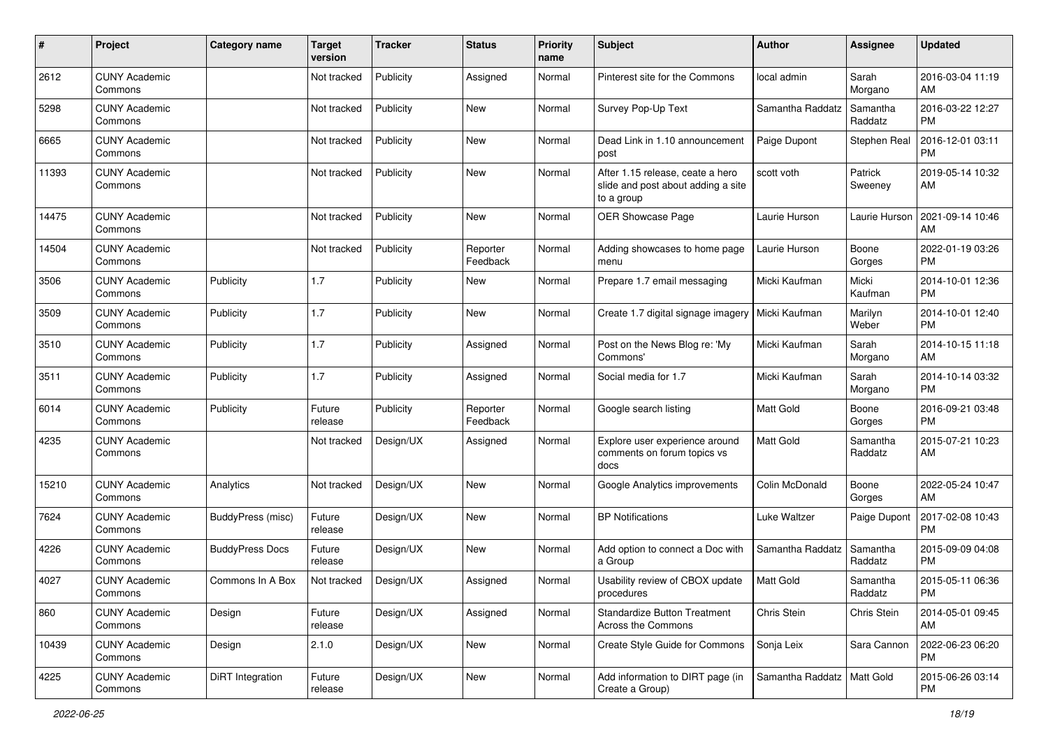| # | Project | Category name | Target version | Tracker | Status | Priority name | Subject | Author | Assignee | Updated |
|---|---|---|---|---|---|---|---|---|---|---|
| 2612 | CUNY Academic Commons | | Not tracked | Publicity | Assigned | Normal | Pinterest site for the Commons | local admin | Sarah Morgano | 2016-03-04 11:19 AM |
| 5298 | CUNY Academic Commons | | Not tracked | Publicity | New | Normal | Survey Pop-Up Text | Samantha Raddatz | Samantha Raddatz | 2016-03-22 12:27 PM |
| 6665 | CUNY Academic Commons | | Not tracked | Publicity | New | Normal | Dead Link in 1.10 announcement post | Paige Dupont | Stephen Real | 2016-12-01 03:11 PM |
| 11393 | CUNY Academic Commons | | Not tracked | Publicity | New | Normal | After 1.15 release, create a hero slide and post about adding a site to a group | scott voth | Patrick Sweeney | 2019-05-14 10:32 AM |
| 14475 | CUNY Academic Commons | | Not tracked | Publicity | New | Normal | OER Showcase Page | Laurie Hurson | Laurie Hurson | 2021-09-14 10:46 AM |
| 14504 | CUNY Academic Commons | | Not tracked | Publicity | Reporter Feedback | Normal | Adding showcases to home page menu | Laurie Hurson | Boone Gorges | 2022-01-19 03:26 PM |
| 3506 | CUNY Academic Commons | Publicity | 1.7 | Publicity | New | Normal | Prepare 1.7 email messaging | Micki Kaufman | Micki Kaufman | 2014-10-01 12:36 PM |
| 3509 | CUNY Academic Commons | Publicity | 1.7 | Publicity | New | Normal | Create 1.7 digital signage imagery | Micki Kaufman | Marilyn Weber | 2014-10-01 12:40 PM |
| 3510 | CUNY Academic Commons | Publicity | 1.7 | Publicity | Assigned | Normal | Post on the News Blog re: 'My Commons' | Micki Kaufman | Sarah Morgano | 2014-10-15 11:18 AM |
| 3511 | CUNY Academic Commons | Publicity | 1.7 | Publicity | Assigned | Normal | Social media for 1.7 | Micki Kaufman | Sarah Morgano | 2014-10-14 03:32 PM |
| 6014 | CUNY Academic Commons | Publicity | Future release | Publicity | Reporter Feedback | Normal | Google search listing | Matt Gold | Boone Gorges | 2016-09-21 03:48 PM |
| 4235 | CUNY Academic Commons | | Not tracked | Design/UX | Assigned | Normal | Explore user experience around comments on forum topics vs docs | Matt Gold | Samantha Raddatz | 2015-07-21 10:23 AM |
| 15210 | CUNY Academic Commons | Analytics | Not tracked | Design/UX | New | Normal | Google Analytics improvements | Colin McDonald | Boone Gorges | 2022-05-24 10:47 AM |
| 7624 | CUNY Academic Commons | BuddyPress (misc) | Future release | Design/UX | New | Normal | BP Notifications | Luke Waltzer | Paige Dupont | 2017-02-08 10:43 PM |
| 4226 | CUNY Academic Commons | BuddyPress Docs | Future release | Design/UX | New | Normal | Add option to connect a Doc with a Group | Samantha Raddatz | Samantha Raddatz | 2015-09-09 04:08 PM |
| 4027 | CUNY Academic Commons | Commons In A Box | Not tracked | Design/UX | Assigned | Normal | Usability review of CBOX update procedures | Matt Gold | Samantha Raddatz | 2015-05-11 06:36 PM |
| 860 | CUNY Academic Commons | Design | Future release | Design/UX | Assigned | Normal | Standardize Button Treatment Across the Commons | Chris Stein | Chris Stein | 2014-05-01 09:45 AM |
| 10439 | CUNY Academic Commons | Design | 2.1.0 | Design/UX | New | Normal | Create Style Guide for Commons | Sonja Leix | Sara Cannon | 2022-06-23 06:20 PM |
| 4225 | CUNY Academic Commons | DiRT Integration | Future release | Design/UX | New | Normal | Add information to DIRT page (in Create a Group) | Samantha Raddatz | Matt Gold | 2015-06-26 03:14 PM |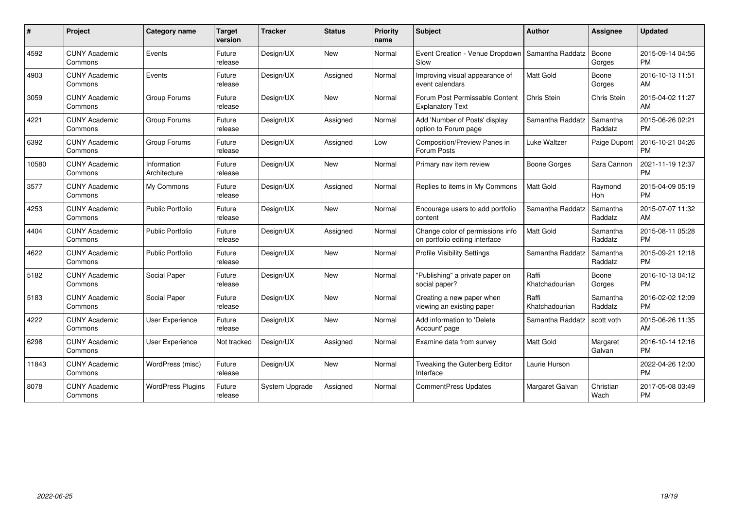| # | Project | Category name | Target version | Tracker | Status | Priority name | Subject | Author | Assignee | Updated |
|---|---|---|---|---|---|---|---|---|---|---|
| 4592 | CUNY Academic Commons | Events | Future release | Design/UX | New | Normal | Event Creation - Venue Dropdown Slow | Samantha Raddatz | Boone Gorges | 2015-09-14 04:56 PM |
| 4903 | CUNY Academic Commons | Events | Future release | Design/UX | Assigned | Normal | Improving visual appearance of event calendars | Matt Gold | Boone Gorges | 2016-10-13 11:51 AM |
| 3059 | CUNY Academic Commons | Group Forums | Future release | Design/UX | New | Normal | Forum Post Permissable Content Explanatory Text | Chris Stein | Chris Stein | 2015-04-02 11:27 AM |
| 4221 | CUNY Academic Commons | Group Forums | Future release | Design/UX | Assigned | Normal | Add 'Number of Posts' display option to Forum page | Samantha Raddatz | Samantha Raddatz | 2015-06-26 02:21 PM |
| 6392 | CUNY Academic Commons | Group Forums | Future release | Design/UX | Assigned | Low | Composition/Preview Panes in Forum Posts | Luke Waltzer | Paige Dupont | 2016-10-21 04:26 PM |
| 10580 | CUNY Academic Commons | Information Architecture | Future release | Design/UX | New | Normal | Primary nav item review | Boone Gorges | Sara Cannon | 2021-11-19 12:37 PM |
| 3577 | CUNY Academic Commons | My Commons | Future release | Design/UX | Assigned | Normal | Replies to items in My Commons | Matt Gold | Raymond Hoh | 2015-04-09 05:19 PM |
| 4253 | CUNY Academic Commons | Public Portfolio | Future release | Design/UX | New | Normal | Encourage users to add portfolio content | Samantha Raddatz | Samantha Raddatz | 2015-07-07 11:32 AM |
| 4404 | CUNY Academic Commons | Public Portfolio | Future release | Design/UX | Assigned | Normal | Change color of permissions info on portfolio editing interface | Matt Gold | Samantha Raddatz | 2015-08-11 05:28 PM |
| 4622 | CUNY Academic Commons | Public Portfolio | Future release | Design/UX | New | Normal | Profile Visibility Settings | Samantha Raddatz | Samantha Raddatz | 2015-09-21 12:18 PM |
| 5182 | CUNY Academic Commons | Social Paper | Future release | Design/UX | New | Normal | "Publishing" a private paper on social paper? | Raffi Khatchadourian | Boone Gorges | 2016-10-13 04:12 PM |
| 5183 | CUNY Academic Commons | Social Paper | Future release | Design/UX | New | Normal | Creating a new paper when viewing an existing paper | Raffi Khatchadourian | Samantha Raddatz | 2016-02-02 12:09 PM |
| 4222 | CUNY Academic Commons | User Experience | Future release | Design/UX | New | Normal | Add information to 'Delete Account' page | Samantha Raddatz | scott voth | 2015-06-26 11:35 AM |
| 6298 | CUNY Academic Commons | User Experience | Not tracked | Design/UX | Assigned | Normal | Examine data from survey | Matt Gold | Margaret Galvan | 2016-10-14 12:16 PM |
| 11843 | CUNY Academic Commons | WordPress (misc) | Future release | Design/UX | New | Normal | Tweaking the Gutenberg Editor Interface | Laurie Hurson | | 2022-04-26 12:00 PM |
| 8078 | CUNY Academic Commons | WordPress Plugins | Future release | System Upgrade | Assigned | Normal | CommentPress Updates | Margaret Galvan | Christian Wach | 2017-05-08 03:49 PM |